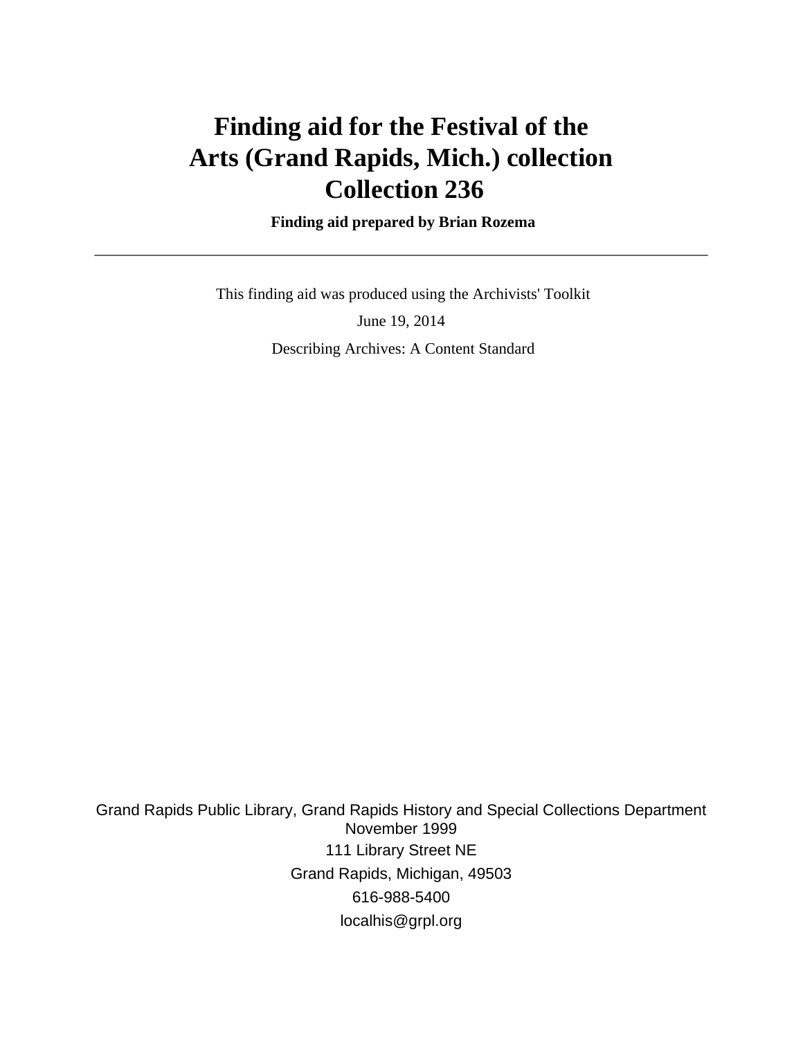# Finding aid for the Festival of the Arts (Grand Rapids, Mich.) collection Collection 236

**Finding aid prepared by Brian Rozema**

---

This finding aid was produced using the Archivists' Toolkit

June 19, 2014

Describing Archives: A Content Standard

Grand Rapids Public Library, Grand Rapids History and Special Collections Department
November 1999
111 Library Street NE
Grand Rapids, Michigan, 49503
616-988-5400
localhis@grpl.org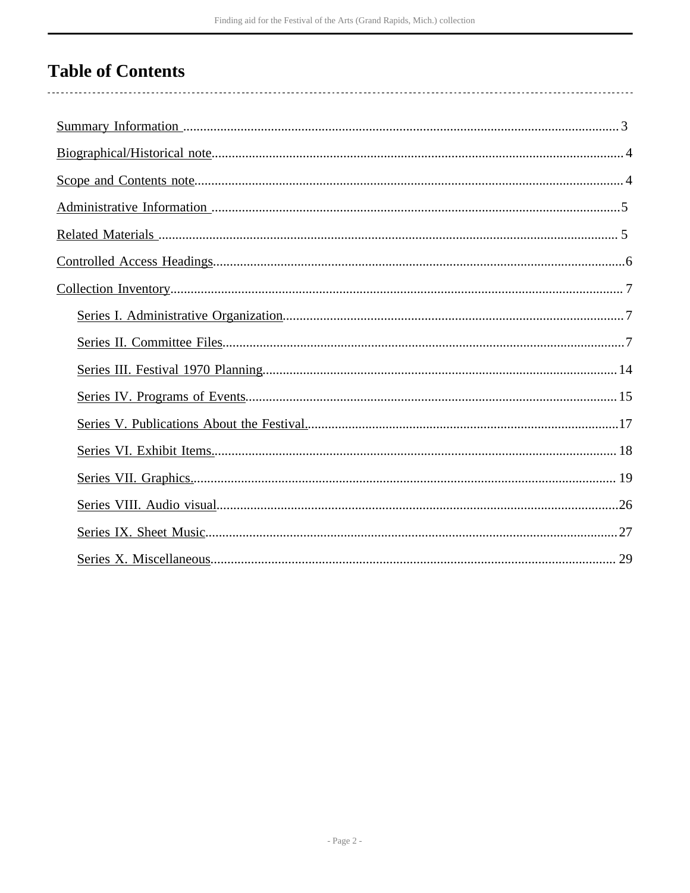# Table of Contents

- Summary Information ........ 3
- Biographical/Historical note ........ 4
- Scope and Contents note ........ 4
- Administrative Information ........ 5
- Related Materials ........ 5
- Controlled Access Headings ........ 6
- Collection Inventory ........ 7
  - Series I. Administrative Organization ........ 7
  - Series II. Committee Files ........ 7
  - Series III. Festival 1970 Planning ........ 14
  - Series IV. Programs of Events ........ 15
  - Series V. Publications About the Festival. ........ 17
  - Series VI. Exhibit Items. ........ 18
  - Series VII. Graphics. ........ 19
  - Series VIII. Audio visual ........ 26
  - Series IX. Sheet Music ........ 27
  - Series X. Miscellaneous ........ 29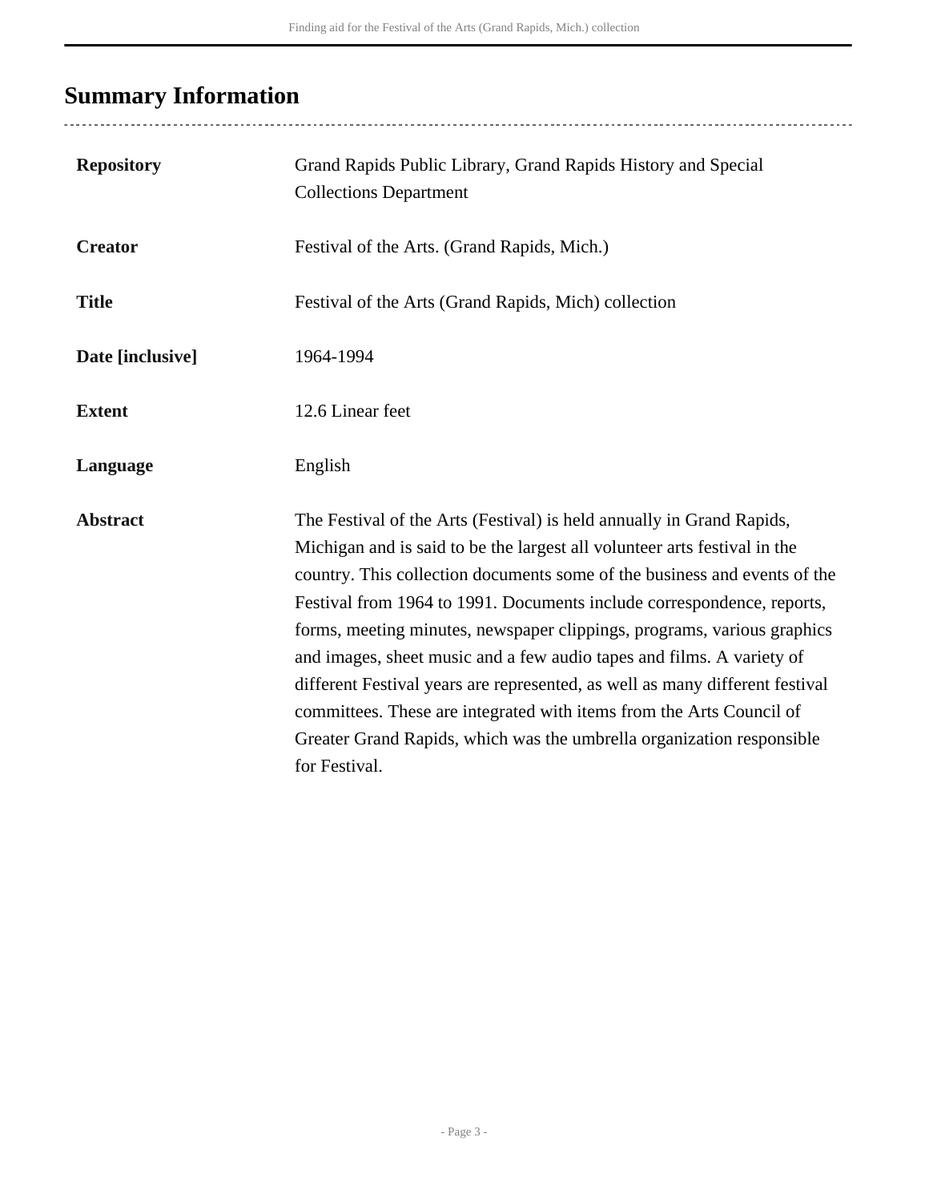## Summary Information

| | |
|---|---|
| **Repository** | Grand Rapids Public Library, Grand Rapids History and Special Collections Department |
| **Creator** | Festival of the Arts. (Grand Rapids, Mich.) |
| **Title** | Festival of the Arts (Grand Rapids, Mich) collection |
| **Date [inclusive]** | 1964-1994 |
| **Extent** | 12.6 Linear feet |
| **Language** | English |
| **Abstract** | The Festival of the Arts (Festival) is held annually in Grand Rapids, Michigan and is said to be the largest all volunteer arts festival in the country. This collection documents some of the business and events of the Festival from 1964 to 1991. Documents include correspondence, reports, forms, meeting minutes, newspaper clippings, programs, various graphics and images, sheet music and a few audio tapes and films. A variety of different Festival years are represented, as well as many different festival committees. These are integrated with items from the Arts Council of Greater Grand Rapids, which was the umbrella organization responsible for Festival. |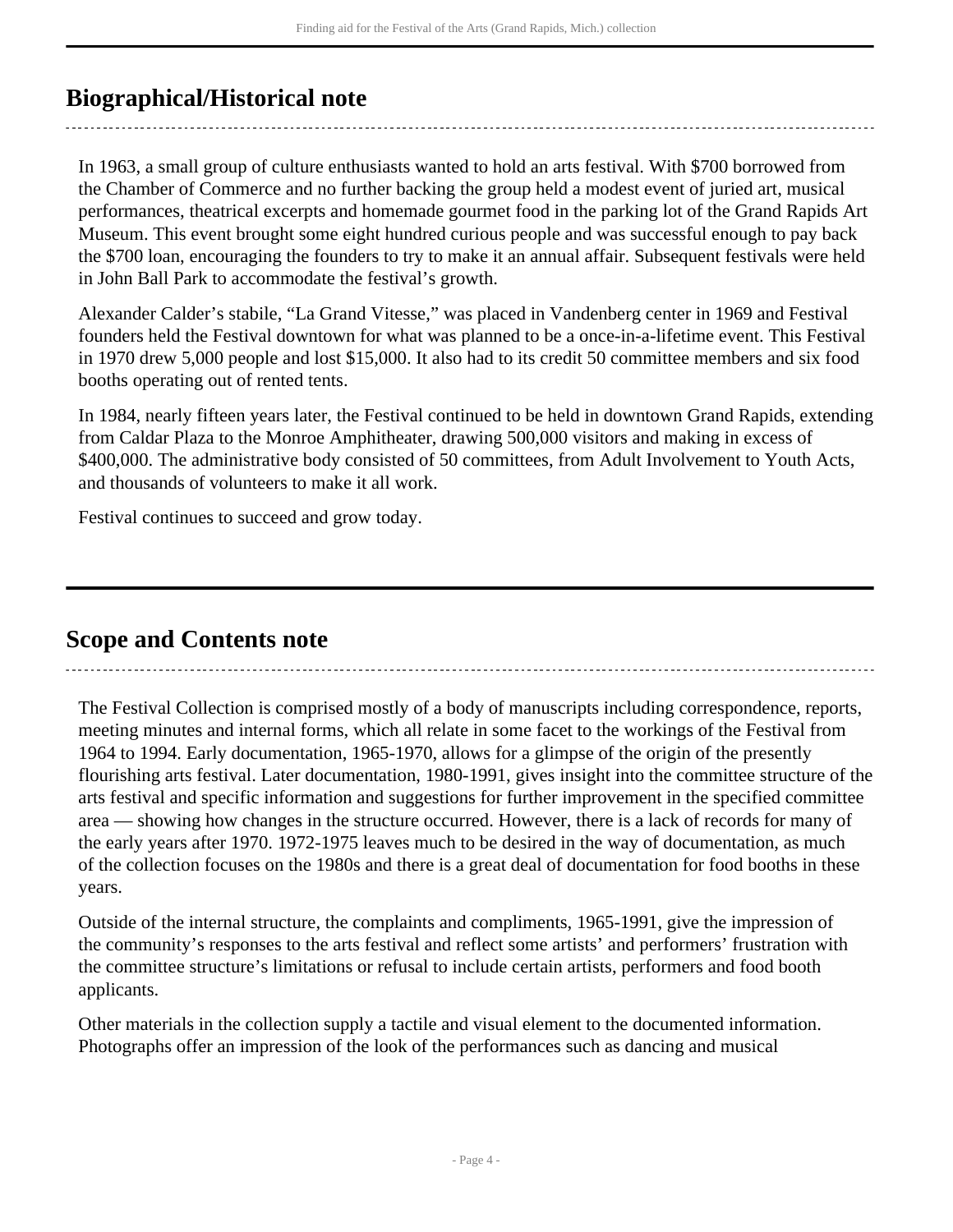## Biographical/Historical note

In 1963, a small group of culture enthusiasts wanted to hold an arts festival. With $700 borrowed from the Chamber of Commerce and no further backing the group held a modest event of juried art, musical performances, theatrical excerpts and homemade gourmet food in the parking lot of the Grand Rapids Art Museum. This event brought some eight hundred curious people and was successful enough to pay back the $700 loan, encouraging the founders to try to make it an annual affair. Subsequent festivals were held in John Ball Park to accommodate the festival's growth.

Alexander Calder's stabile, "La Grand Vitesse," was placed in Vandenberg center in 1969 and Festival founders held the Festival downtown for what was planned to be a once-in-a-lifetime event. This Festival in 1970 drew 5,000 people and lost $15,000. It also had to its credit 50 committee members and six food booths operating out of rented tents.

In 1984, nearly fifteen years later, the Festival continued to be held in downtown Grand Rapids, extending from Caldar Plaza to the Monroe Amphitheater, drawing 500,000 visitors and making in excess of $400,000. The administrative body consisted of 50 committees, from Adult Involvement to Youth Acts, and thousands of volunteers to make it all work.

Festival continues to succeed and grow today.

## Scope and Contents note

The Festival Collection is comprised mostly of a body of manuscripts including correspondence, reports, meeting minutes and internal forms, which all relate in some facet to the workings of the Festival from 1964 to 1994. Early documentation, 1965-1970, allows for a glimpse of the origin of the presently flourishing arts festival. Later documentation, 1980-1991, gives insight into the committee structure of the arts festival and specific information and suggestions for further improvement in the specified committee area — showing how changes in the structure occurred. However, there is a lack of records for many of the early years after 1970. 1972-1975 leaves much to be desired in the way of documentation, as much of the collection focuses on the 1980s and there is a great deal of documentation for food booths in these years.

Outside of the internal structure, the complaints and compliments, 1965-1991, give the impression of the community's responses to the arts festival and reflect some artists' and performers' frustration with the committee structure's limitations or refusal to include certain artists, performers and food booth applicants.

Other materials in the collection supply a tactile and visual element to the documented information. Photographs offer an impression of the look of the performances such as dancing and musical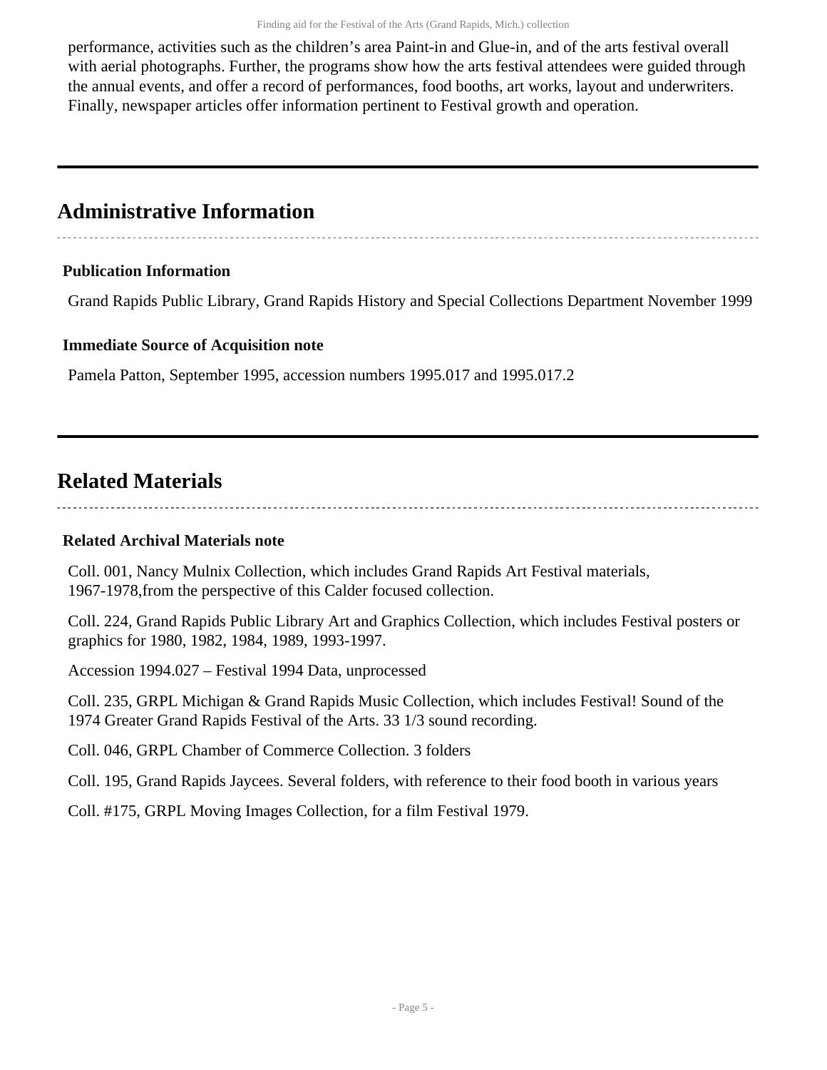performance, activities such as the children's area Paint-in and Glue-in, and of the arts festival overall with aerial photographs. Further, the programs show how the arts festival attendees were guided through the annual events, and offer a record of performances, food booths, art works, layout and underwriters. Finally, newspaper articles offer information pertinent to Festival growth and operation.

## Administrative Information

### Publication Information

Grand Rapids Public Library, Grand Rapids History and Special Collections Department November 1999

### Immediate Source of Acquisition note

Pamela Patton, September 1995, accession numbers 1995.017 and 1995.017.2

## Related Materials

### Related Archival Materials note

Coll. 001, Nancy Mulnix Collection, which includes Grand Rapids Art Festival materials, 1967-1978,from the perspective of this Calder focused collection.

Coll. 224, Grand Rapids Public Library Art and Graphics Collection, which includes Festival posters or graphics for 1980, 1982, 1984, 1989, 1993-1997.

Accession 1994.027 – Festival 1994 Data, unprocessed

Coll. 235, GRPL Michigan & Grand Rapids Music Collection, which includes Festival! Sound of the 1974 Greater Grand Rapids Festival of the Arts. 33 1/3 sound recording.

Coll. 046, GRPL Chamber of Commerce Collection. 3 folders

Coll. 195, Grand Rapids Jaycees. Several folders, with reference to their food booth in various years

Coll. #175, GRPL Moving Images Collection, for a film Festival 1979.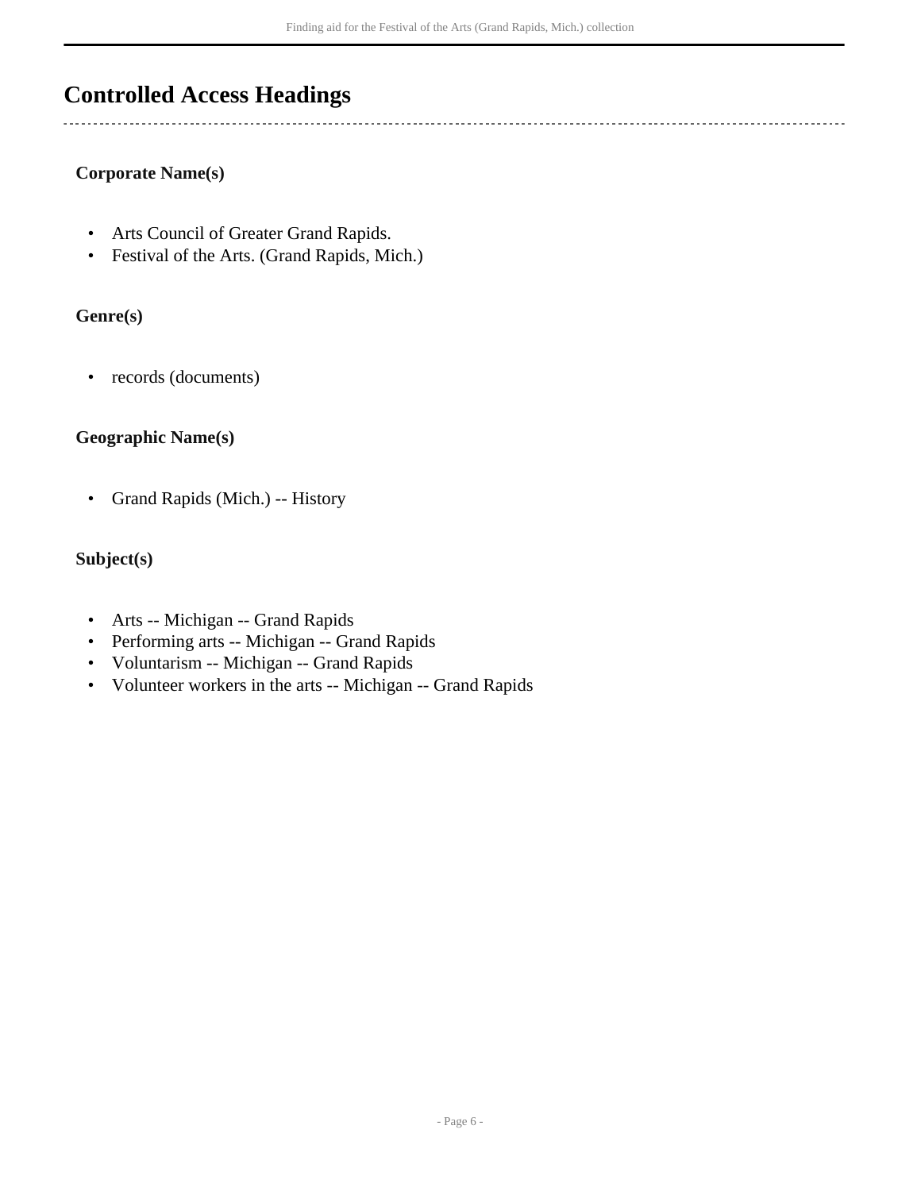## Controlled Access Headings

### Corporate Name(s)

- Arts Council of Greater Grand Rapids.
- Festival of the Arts. (Grand Rapids, Mich.)

### Genre(s)

- records (documents)

### Geographic Name(s)

- Grand Rapids (Mich.) -- History

### Subject(s)

- Arts -- Michigan -- Grand Rapids
- Performing arts -- Michigan -- Grand Rapids
- Voluntarism -- Michigan -- Grand Rapids
- Volunteer workers in the arts -- Michigan -- Grand Rapids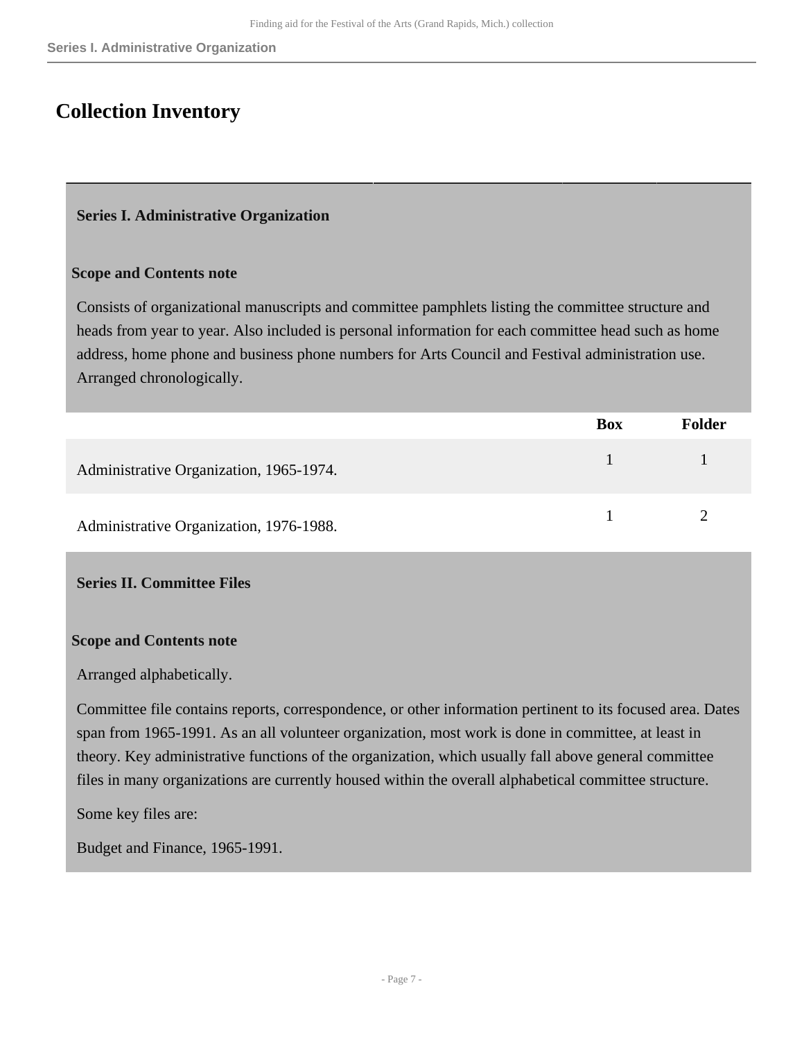# Collection Inventory

## Series I. Administrative Organization

### Scope and Contents note

Consists of organizational manuscripts and committee pamphlets listing the committee structure and heads from year to year. Also included is personal information for each committee head such as home address, home phone and business phone numbers for Arts Council and Festival administration use. Arranged chronologically.

| | Box | Folder |
|---|---|---|
| Administrative Organization, 1965-1974. | 1 | 1 |
| Administrative Organization, 1976-1988. | 1 | 2 |

## Series II. Committee Files

### Scope and Contents note

Arranged alphabetically.

Committee file contains reports, correspondence, or other information pertinent to its focused area. Dates span from 1965-1991. As an all volunteer organization, most work is done in committee, at least in theory. Key administrative functions of the organization, which usually fall above general committee files in many organizations are currently housed within the overall alphabetical committee structure.

Some key files are:

Budget and Finance, 1965-1991.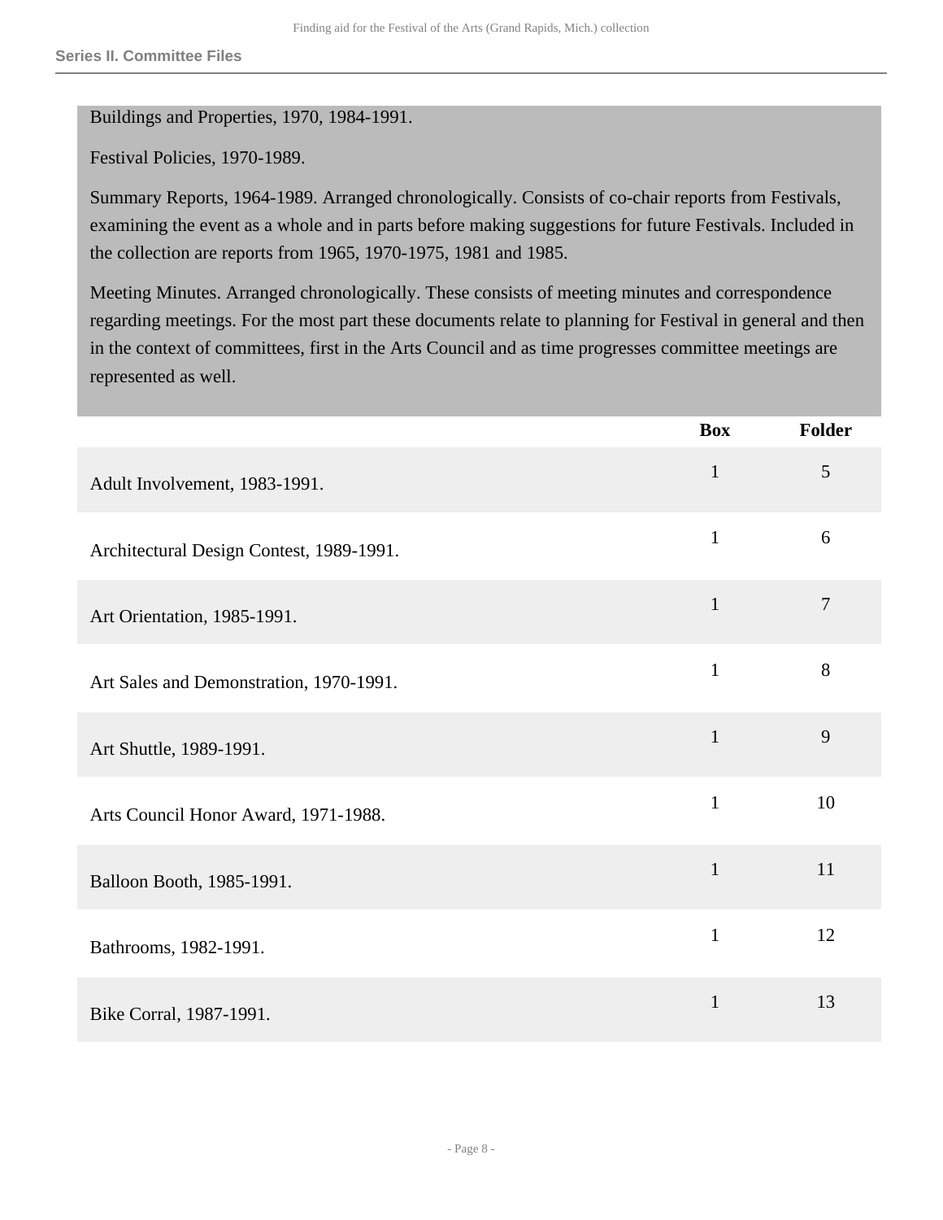Buildings and Properties, 1970, 1984-1991.

Festival Policies, 1970-1989.

Summary Reports, 1964-1989. Arranged chronologically. Consists of co-chair reports from Festivals, examining the event as a whole and in parts before making suggestions for future Festivals. Included in the collection are reports from 1965, 1970-1975, 1981 and 1985.

Meeting Minutes. Arranged chronologically. These consists of meeting minutes and correspondence regarding meetings. For the most part these documents relate to planning for Festival in general and then in the context of committees, first in the Arts Council and as time progresses committee meetings are represented as well.

| | Box | Folder |
|---|---|---|
| Adult Involvement, 1983-1991. | 1 | 5 |
| Architectural Design Contest, 1989-1991. | 1 | 6 |
| Art Orientation, 1985-1991. | 1 | 7 |
| Art Sales and Demonstration, 1970-1991. | 1 | 8 |
| Art Shuttle, 1989-1991. | 1 | 9 |
| Arts Council Honor Award, 1971-1988. | 1 | 10 |
| Balloon Booth, 1985-1991. | 1 | 11 |
| Bathrooms, 1982-1991. | 1 | 12 |
| Bike Corral, 1987-1991. | 1 | 13 |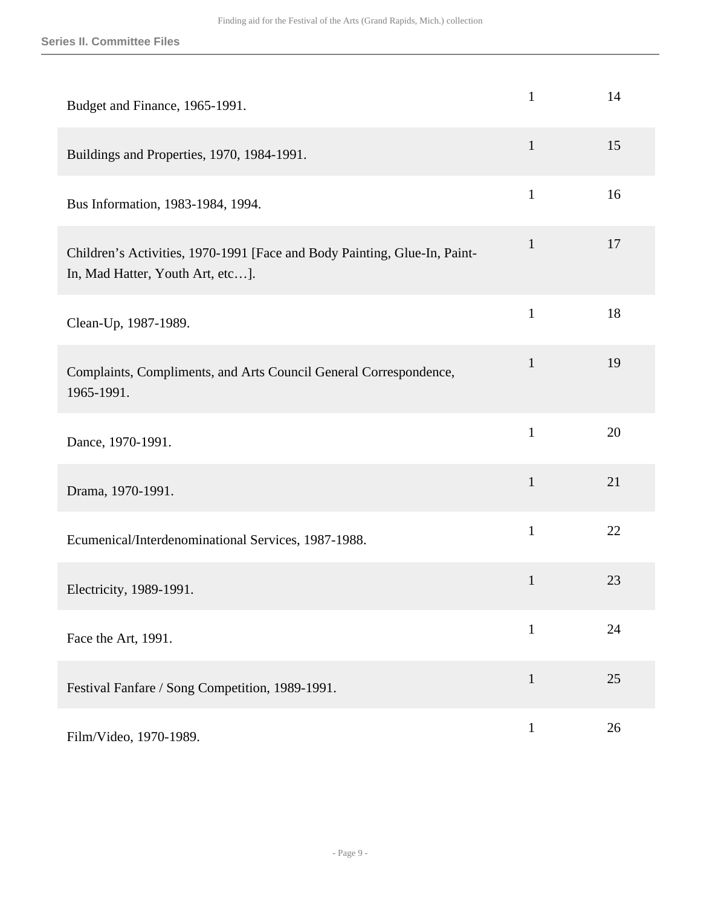| | | |
|---|---|---|
| Budget and Finance, 1965-1991. | 1 | 14 |
| Buildings and Properties, 1970, 1984-1991. | 1 | 15 |
| Bus Information, 1983-1984, 1994. | 1 | 16 |
| Children’s Activities, 1970-1991 [Face and Body Painting, Glue-In, Paint-In, Mad Hatter, Youth Art, etc…]. | 1 | 17 |
| Clean-Up, 1987-1989. | 1 | 18 |
| Complaints, Compliments, and Arts Council General Correspondence, 1965-1991. | 1 | 19 |
| Dance, 1970-1991. | 1 | 20 |
| Drama, 1970-1991. | 1 | 21 |
| Ecumenical/Interdenominational Services, 1987-1988. | 1 | 22 |
| Electricity, 1989-1991. | 1 | 23 |
| Face the Art, 1991. | 1 | 24 |
| Festival Fanfare / Song Competition, 1989-1991. | 1 | 25 |
| Film/Video, 1970-1989. | 1 | 26 |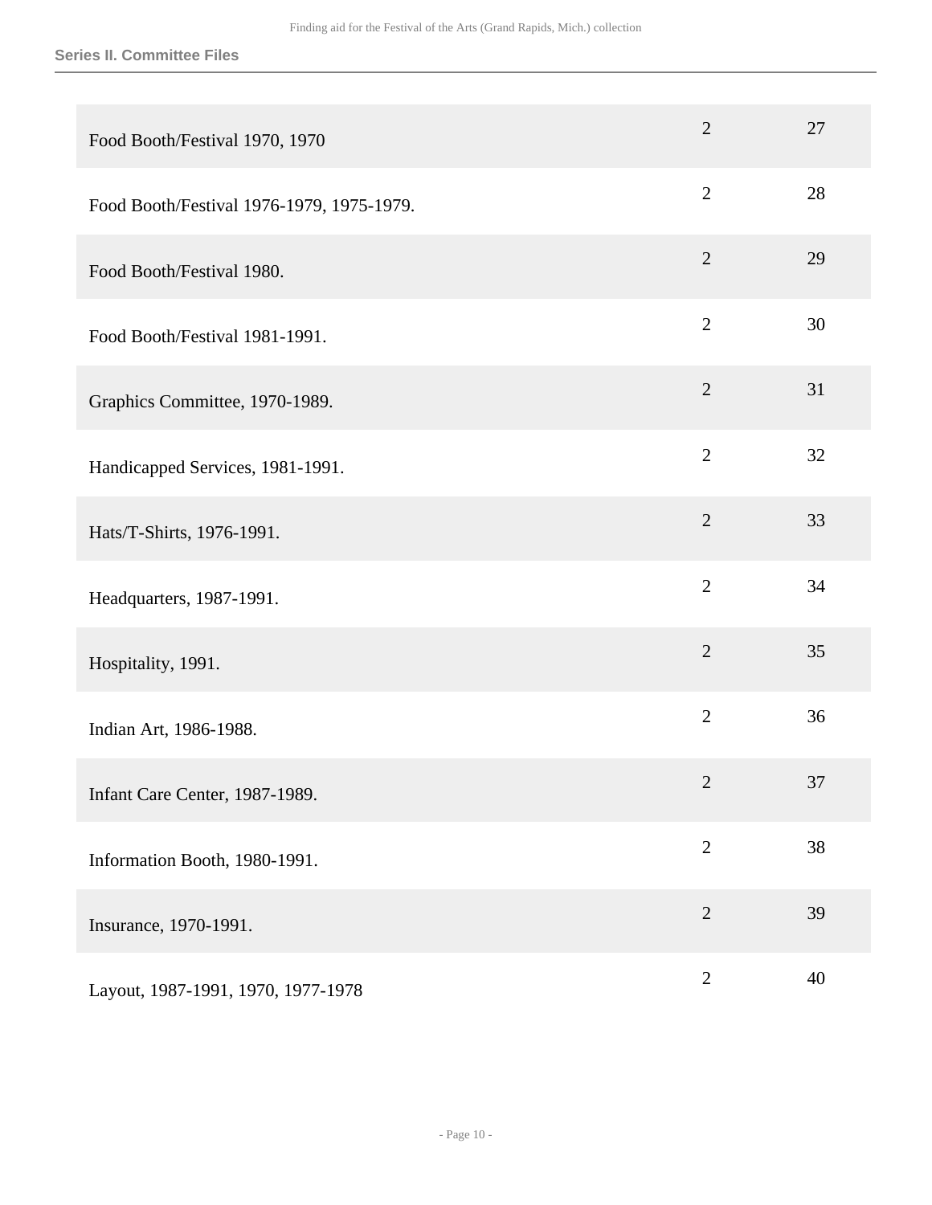| | | |
|---|---|---|
| Food Booth/Festival 1970, 1970 | 2 | 27 |
| Food Booth/Festival 1976-1979, 1975-1979. | 2 | 28 |
| Food Booth/Festival 1980. | 2 | 29 |
| Food Booth/Festival 1981-1991. | 2 | 30 |
| Graphics Committee, 1970-1989. | 2 | 31 |
| Handicapped Services, 1981-1991. | 2 | 32 |
| Hats/T-Shirts, 1976-1991. | 2 | 33 |
| Headquarters, 1987-1991. | 2 | 34 |
| Hospitality, 1991. | 2 | 35 |
| Indian Art, 1986-1988. | 2 | 36 |
| Infant Care Center, 1987-1989. | 2 | 37 |
| Information Booth, 1980-1991. | 2 | 38 |
| Insurance, 1970-1991. | 2 | 39 |
| Layout, 1987-1991, 1970, 1977-1978 | 2 | 40 |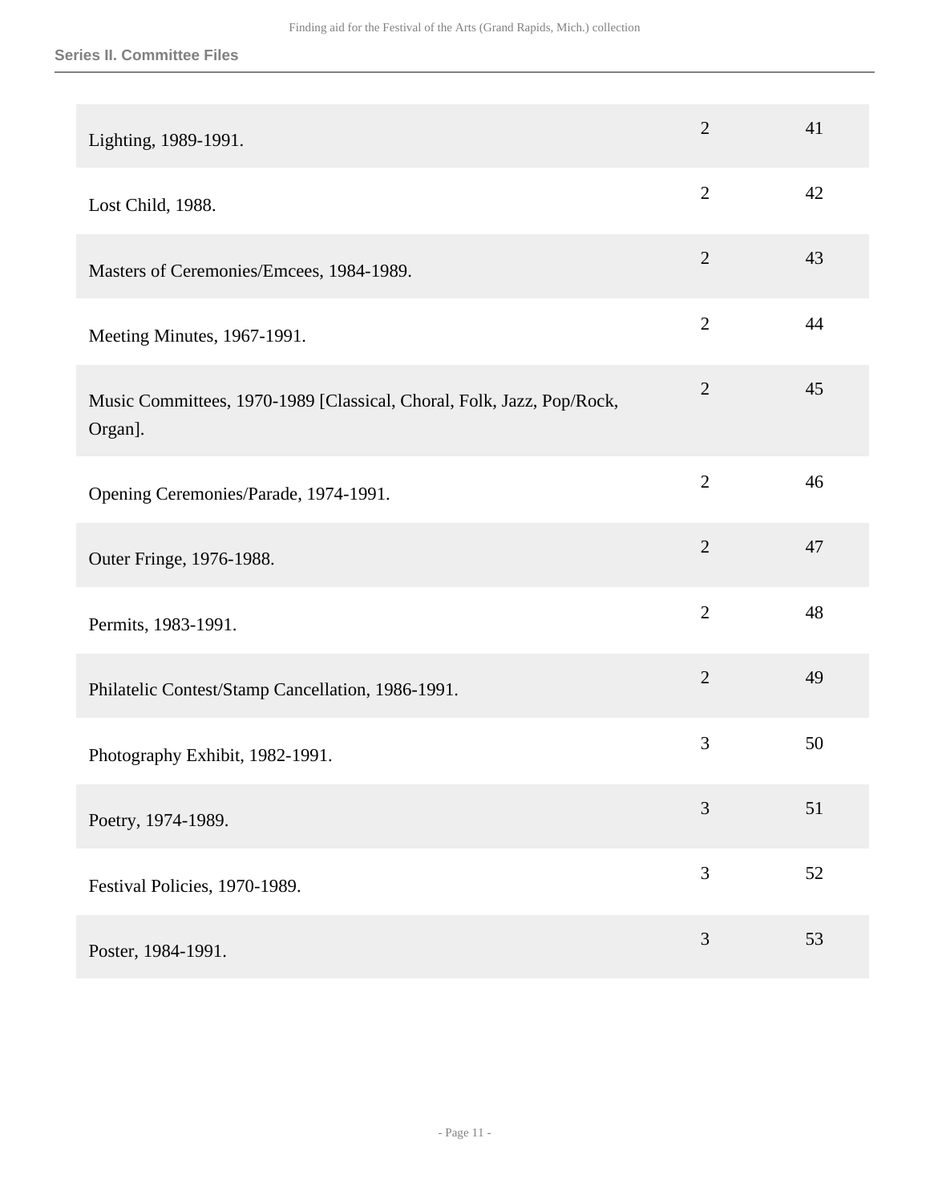| | | |
|---|---|---|
| Lighting, 1989-1991. | 2 | 41 |
| Lost Child, 1988. | 2 | 42 |
| Masters of Ceremonies/Emcees, 1984-1989. | 2 | 43 |
| Meeting Minutes, 1967-1991. | 2 | 44 |
| Music Committees, 1970-1989 [Classical, Choral, Folk, Jazz, Pop/Rock, Organ]. | 2 | 45 |
| Opening Ceremonies/Parade, 1974-1991. | 2 | 46 |
| Outer Fringe, 1976-1988. | 2 | 47 |
| Permits, 1983-1991. | 2 | 48 |
| Philatelic Contest/Stamp Cancellation, 1986-1991. | 2 | 49 |
| Photography Exhibit, 1982-1991. | 3 | 50 |
| Poetry, 1974-1989. | 3 | 51 |
| Festival Policies, 1970-1989. | 3 | 52 |
| Poster, 1984-1991. | 3 | 53 |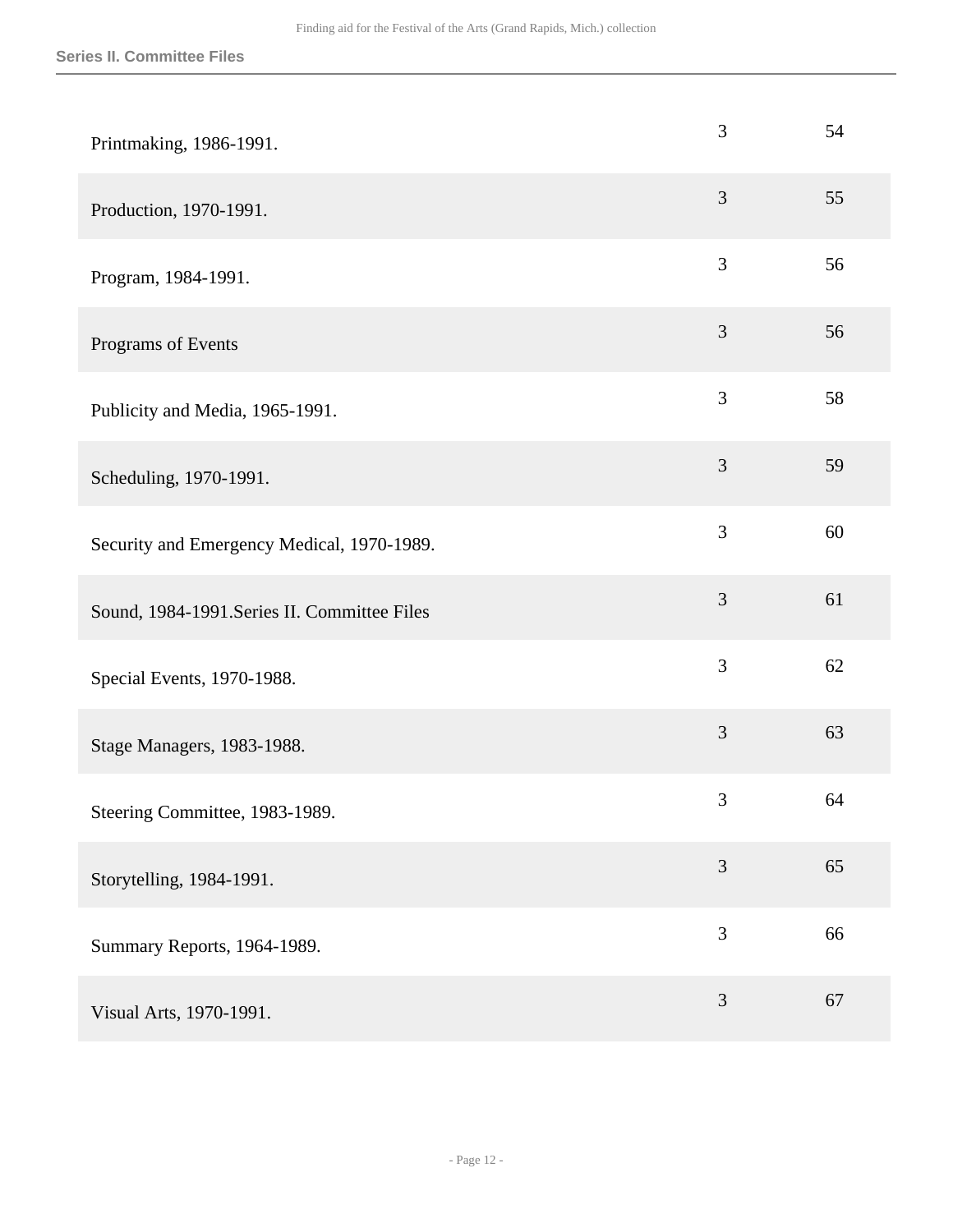| | | |
|---|---|---|
| Printmaking, 1986-1991. | 3 | 54 |
| Production, 1970-1991. | 3 | 55 |
| Program, 1984-1991. | 3 | 56 |
| Programs of Events | 3 | 56 |
| Publicity and Media, 1965-1991. | 3 | 58 |
| Scheduling, 1970-1991. | 3 | 59 |
| Security and Emergency Medical, 1970-1989. | 3 | 60 |
| Sound, 1984-1991.Series II. Committee Files | 3 | 61 |
| Special Events, 1970-1988. | 3 | 62 |
| Stage Managers, 1983-1988. | 3 | 63 |
| Steering Committee, 1983-1989. | 3 | 64 |
| Storytelling, 1984-1991. | 3 | 65 |
| Summary Reports, 1964-1989. | 3 | 66 |
| Visual Arts, 1970-1991. | 3 | 67 |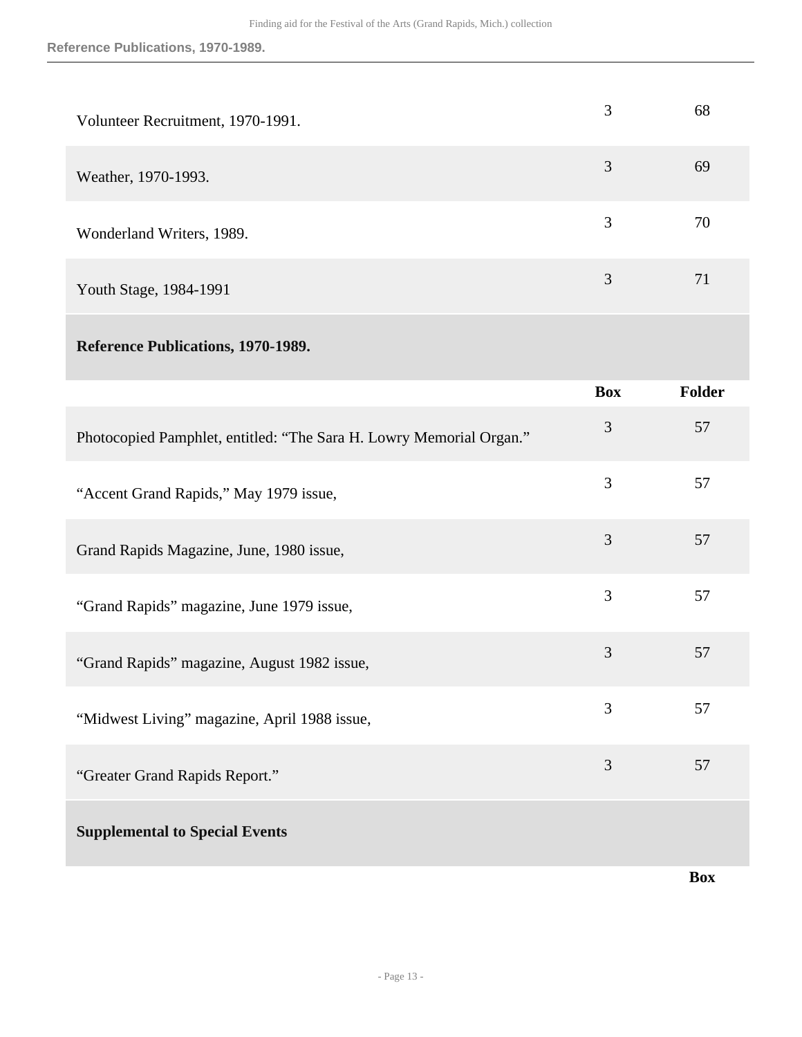| | Box | Folder |
|---|---|---|
| Volunteer Recruitment, 1970-1991. | 3 | 68 |
| Weather, 1970-1993. | 3 | 69 |
| Wonderland Writers, 1989. | 3 | 70 |
| Youth Stage, 1984-1991 | 3 | 71 |

## Reference Publications, 1970-1989.

| | Box | Folder |
|---|---|---|
| Photocopied Pamphlet, entitled: "The Sara H. Lowry Memorial Organ." | 3 | 57 |
| "Accent Grand Rapids," May 1979 issue, | 3 | 57 |
| Grand Rapids Magazine, June, 1980 issue, | 3 | 57 |
| "Grand Rapids" magazine, June 1979 issue, | 3 | 57 |
| "Grand Rapids" magazine, August 1982 issue, | 3 | 57 |
| "Midwest Living" magazine, April 1988 issue, | 3 | 57 |
| "Greater Grand Rapids Report." | 3 | 57 |

## Supplemental to Special Events

| | Box |
|---|---|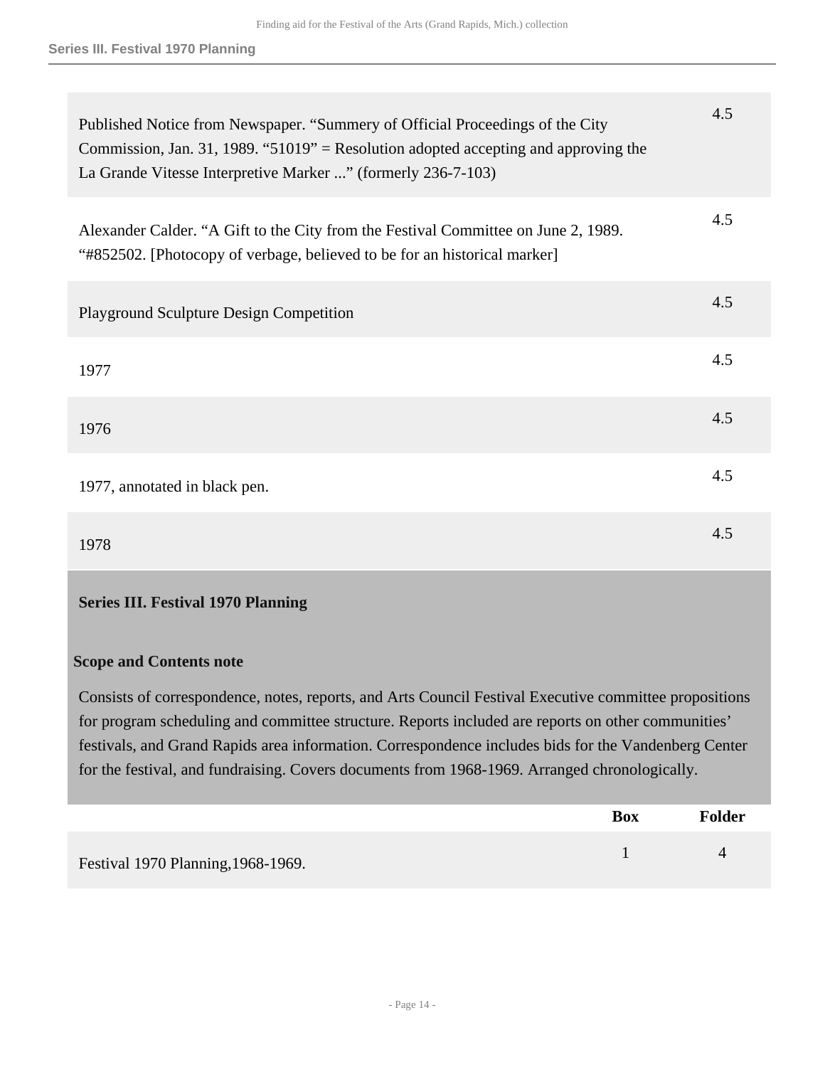| | |
|---|---|
| Published Notice from Newspaper. "Summery of Official Proceedings of the City Commission, Jan. 31, 1989. "51019" = Resolution adopted accepting and approving the La Grande Vitesse Interpretive Marker ..." (formerly 236-7-103) | 4.5 |
| Alexander Calder. "A Gift to the City from the Festival Committee on June 2, 1989. "#852502. [Photocopy of verbage, believed to be for an historical marker] | 4.5 |
| Playground Sculpture Design Competition | 4.5 |
| 1977 | 4.5 |
| 1976 | 4.5 |
| 1977, annotated in black pen. | 4.5 |
| 1978 | 4.5 |

## Series III. Festival 1970 Planning

### Scope and Contents note

Consists of correspondence, notes, reports, and Arts Council Festival Executive committee propositions for program scheduling and committee structure. Reports included are reports on other communities' festivals, and Grand Rapids area information. Correspondence includes bids for the Vandenberg Center for the festival, and fundraising. Covers documents from 1968-1969. Arranged chronologically.

| | Box | Folder |
|---|---|---|
| Festival 1970 Planning,1968-1969. | 1 | 4 |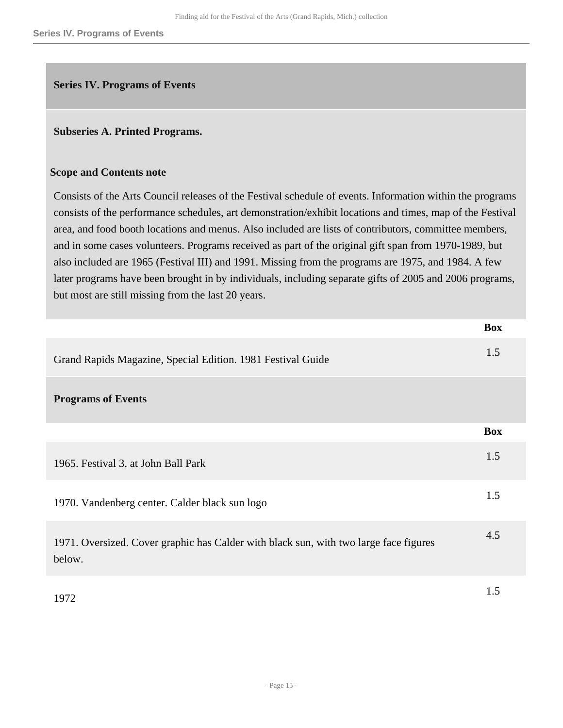## Series IV. Programs of Events

### Subseries A. Printed Programs.

**Scope and Contents note**

Consists of the Arts Council releases of the Festival schedule of events. Information within the programs consists of the performance schedules, art demonstration/exhibit locations and times, map of the Festival area, and food booth locations and menus. Also included are lists of contributors, committee members, and in some cases volunteers. Programs received as part of the original gift span from 1970-1989, but also included are 1965 (Festival III) and 1991. Missing from the programs are 1975, and 1984. A few later programs have been brought in by individuals, including separate gifts of 2005 and 2006 programs, but most are still missing from the last 20 years.

| | Box |
|---|---|
| Grand Rapids Magazine, Special Edition. 1981 Festival Guide | 1.5 |

**Programs of Events**

| | Box |
|---|---|
| 1965. Festival 3, at John Ball Park | 1.5 |
| 1970. Vandenberg center. Calder black sun logo | 1.5 |
| 1971. Oversized. Cover graphic has Calder with black sun, with two large face figures below. | 4.5 |
| 1972 | 1.5 |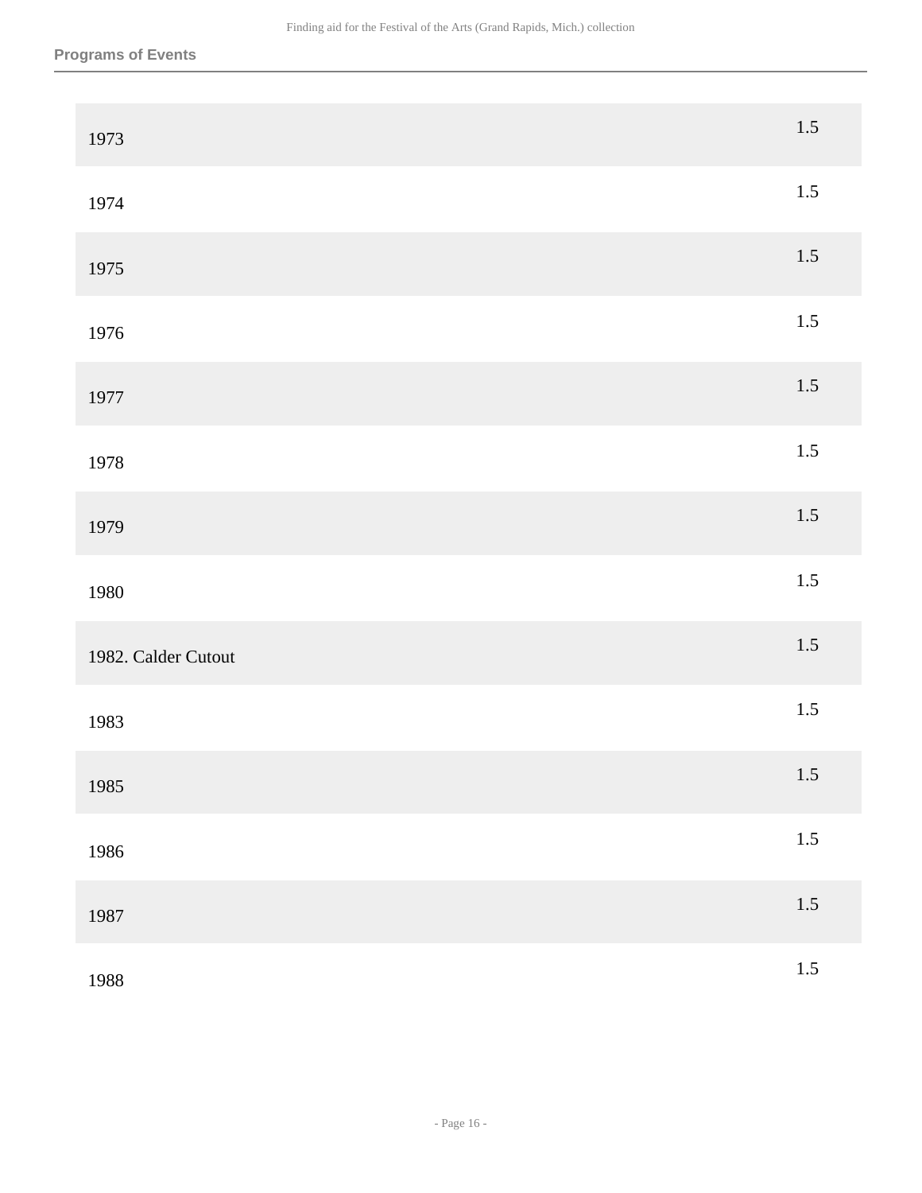| | |
|---|---|
| 1973 | 1.5 |
| 1974 | 1.5 |
| 1975 | 1.5 |
| 1976 | 1.5 |
| 1977 | 1.5 |
| 1978 | 1.5 |
| 1979 | 1.5 |
| 1980 | 1.5 |
| 1982. Calder Cutout | 1.5 |
| 1983 | 1.5 |
| 1985 | 1.5 |
| 1986 | 1.5 |
| 1987 | 1.5 |
| 1988 | 1.5 |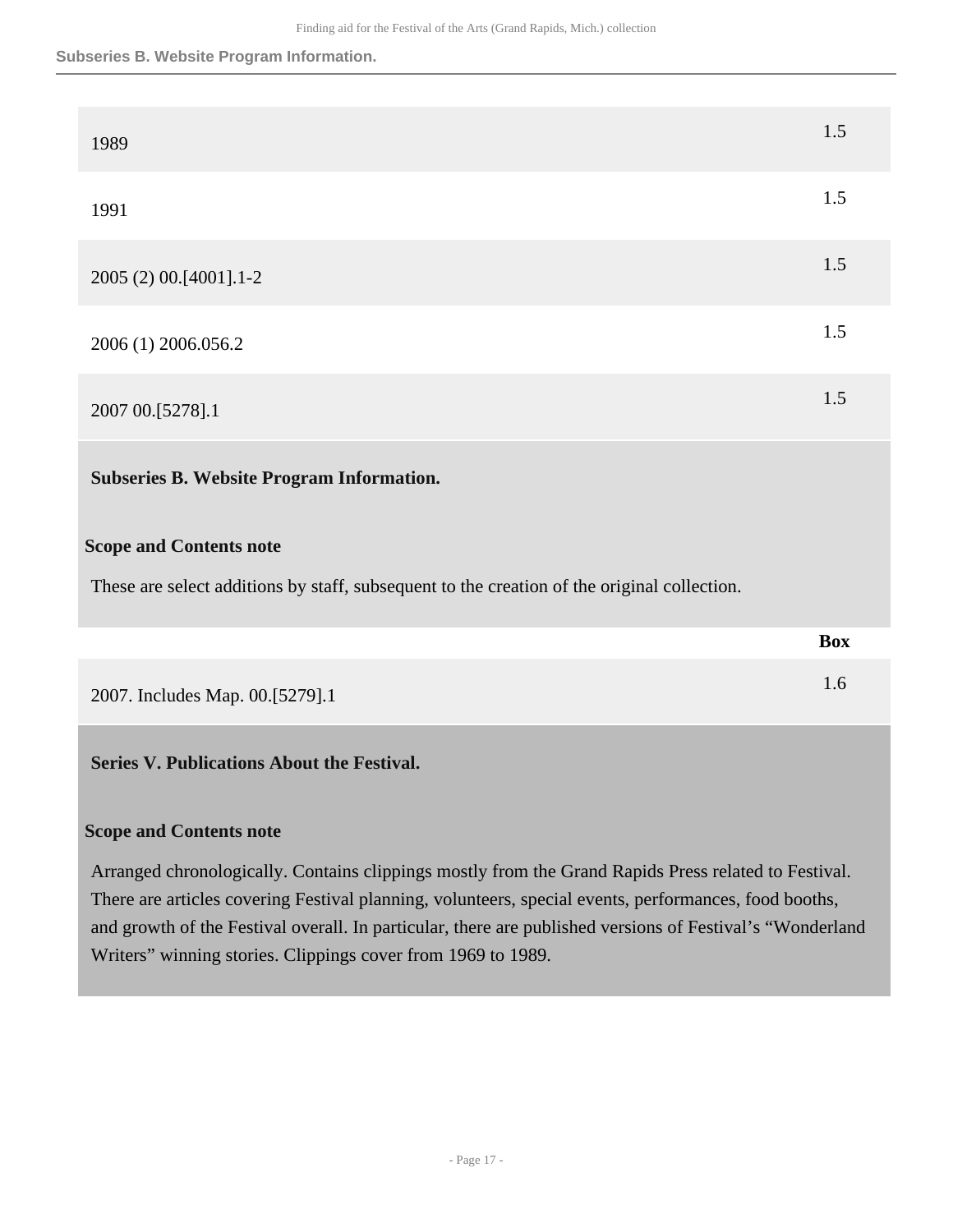| | |
|---|---|
| 1989 | 1.5 |
| 1991 | 1.5 |
| 2005 (2) 00.[4001].1-2 | 1.5 |
| 2006 (1) 2006.056.2 | 1.5 |
| 2007 00.[5278].1 | 1.5 |

### Subseries B. Website Program Information.

**Scope and Contents note**

These are select additions by staff, subsequent to the creation of the original collection.

| | Box |
|---|---|
| 2007. Includes Map. 00.[5279].1 | 1.6 |

## Series V. Publications About the Festival.

**Scope and Contents note**

Arranged chronologically. Contains clippings mostly from the Grand Rapids Press related to Festival. There are articles covering Festival planning, volunteers, special events, performances, food booths, and growth of the Festival overall. In particular, there are published versions of Festival's "Wonderland Writers" winning stories. Clippings cover from 1969 to 1989.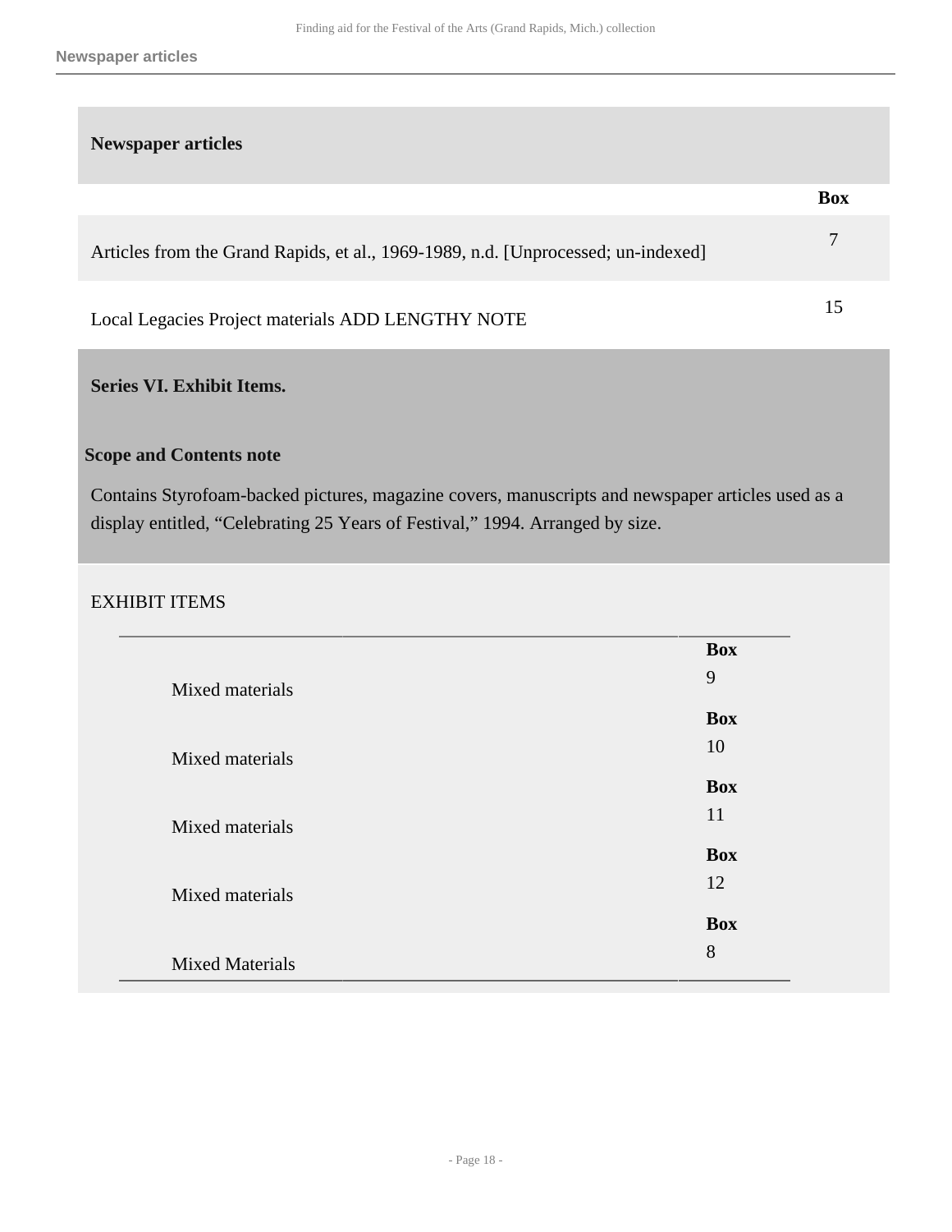## Newspaper articles

| | Box |
|---|---|
| Articles from the Grand Rapids, et al., 1969-1989, n.d. [Unprocessed; un-indexed] | 7 |
| Local Legacies Project materials ADD LENGTHY NOTE | 15 |

## Series VI. Exhibit Items.

**Scope and Contents note**

Contains Styrofoam-backed pictures, magazine covers, manuscripts and newspaper articles used as a display entitled, "Celebrating 25 Years of Festival," 1994. Arranged by size.

EXHIBIT ITEMS

| | Box |
|---|---|
| Mixed materials | 9 |
| Mixed materials | 10 |
| Mixed materials | 11 |
| Mixed materials | 12 |
| Mixed Materials | 8 |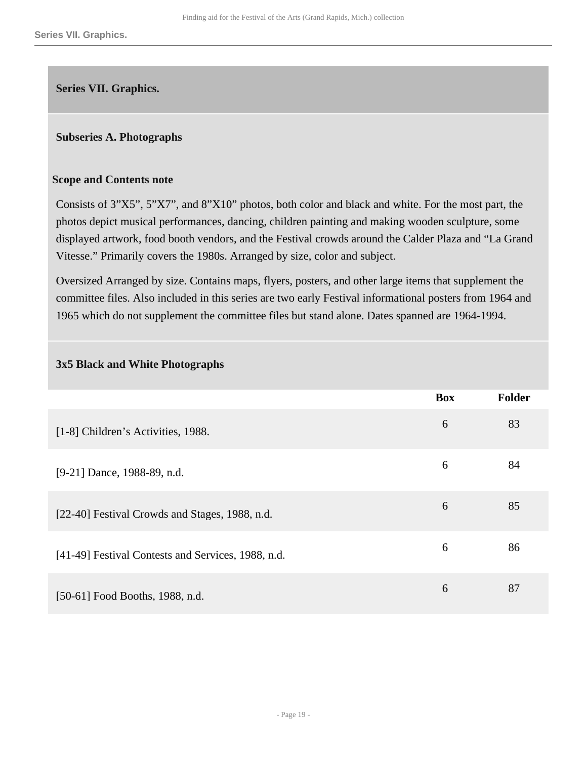## Series VII. Graphics.

### Subseries A. Photographs

**Scope and Contents note**

Consists of 3”X5”, 5”X7”, and 8”X10” photos, both color and black and white. For the most part, the photos depict musical performances, dancing, children painting and making wooden sculpture, some displayed artwork, food booth vendors, and the Festival crowds around the Calder Plaza and “La Grand Vitesse.” Primarily covers the 1980s. Arranged by size, color and subject.

Oversized Arranged by size. Contains maps, flyers, posters, and other large items that supplement the committee files. Also included in this series are two early Festival informational posters from 1964 and 1965 which do not supplement the committee files but stand alone. Dates spanned are 1964-1994.

#### 3x5 Black and White Photographs

| | Box | Folder |
|---|---|---|
| [1-8] Children’s Activities, 1988. | 6 | 83 |
| [9-21] Dance, 1988-89, n.d. | 6 | 84 |
| [22-40] Festival Crowds and Stages, 1988, n.d. | 6 | 85 |
| [41-49] Festival Contests and Services, 1988, n.d. | 6 | 86 |
| [50-61] Food Booths, 1988, n.d. | 6 | 87 |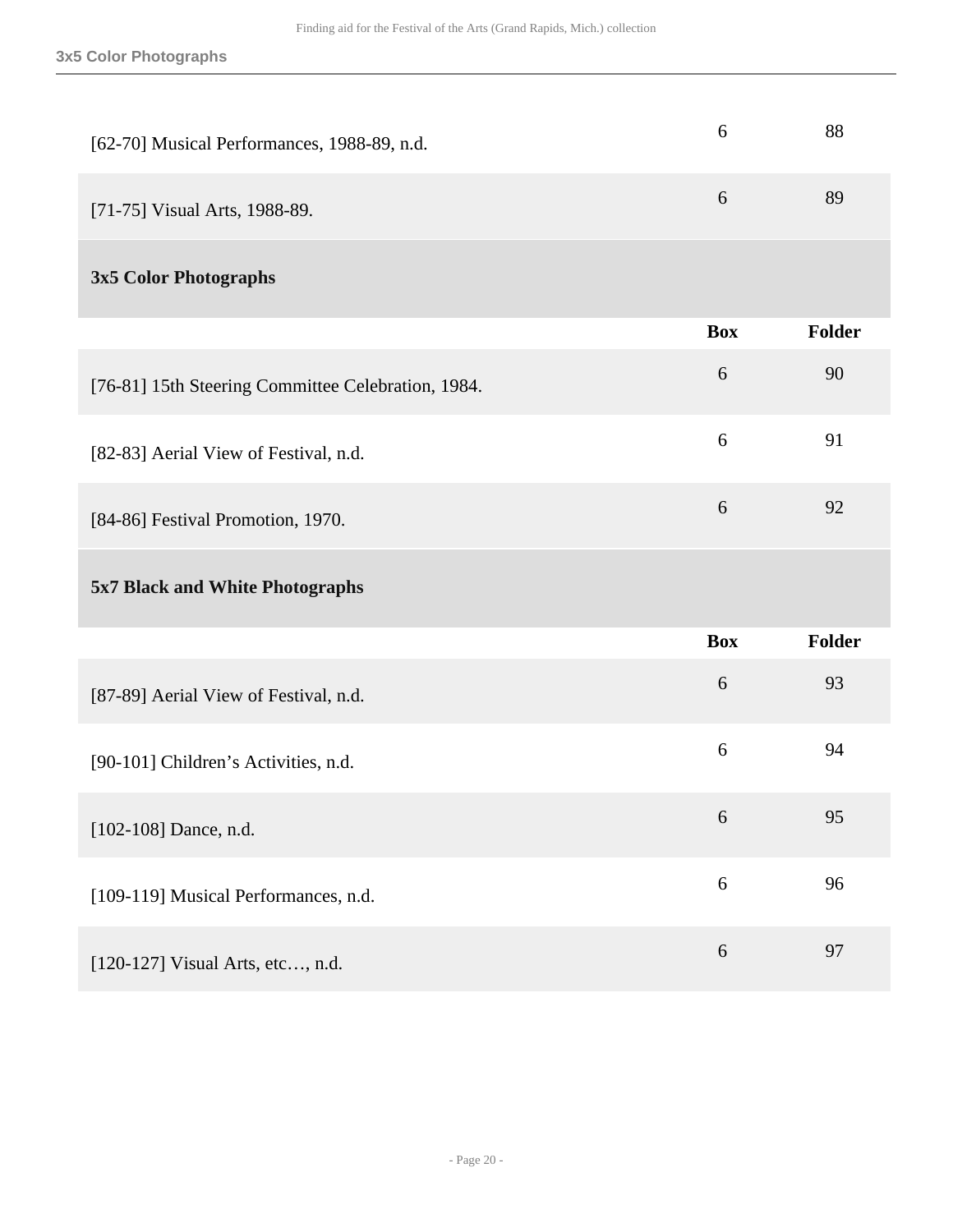| | Box | Folder |
|---|---|---|
| [62-70] Musical Performances, 1988-89, n.d. | 6 | 88 |
| [71-75] Visual Arts, 1988-89. | 6 | 89 |

### 3x5 Color Photographs

| | Box | Folder |
|---|---|---|
| [76-81] 15th Steering Committee Celebration, 1984. | 6 | 90 |
| [82-83] Aerial View of Festival, n.d. | 6 | 91 |
| [84-86] Festival Promotion, 1970. | 6 | 92 |

### 5x7 Black and White Photographs

| | Box | Folder |
|---|---|---|
| [87-89] Aerial View of Festival, n.d. | 6 | 93 |
| [90-101] Children's Activities, n.d. | 6 | 94 |
| [102-108] Dance, n.d. | 6 | 95 |
| [109-119] Musical Performances, n.d. | 6 | 96 |
| [120-127] Visual Arts, etc…, n.d. | 6 | 97 |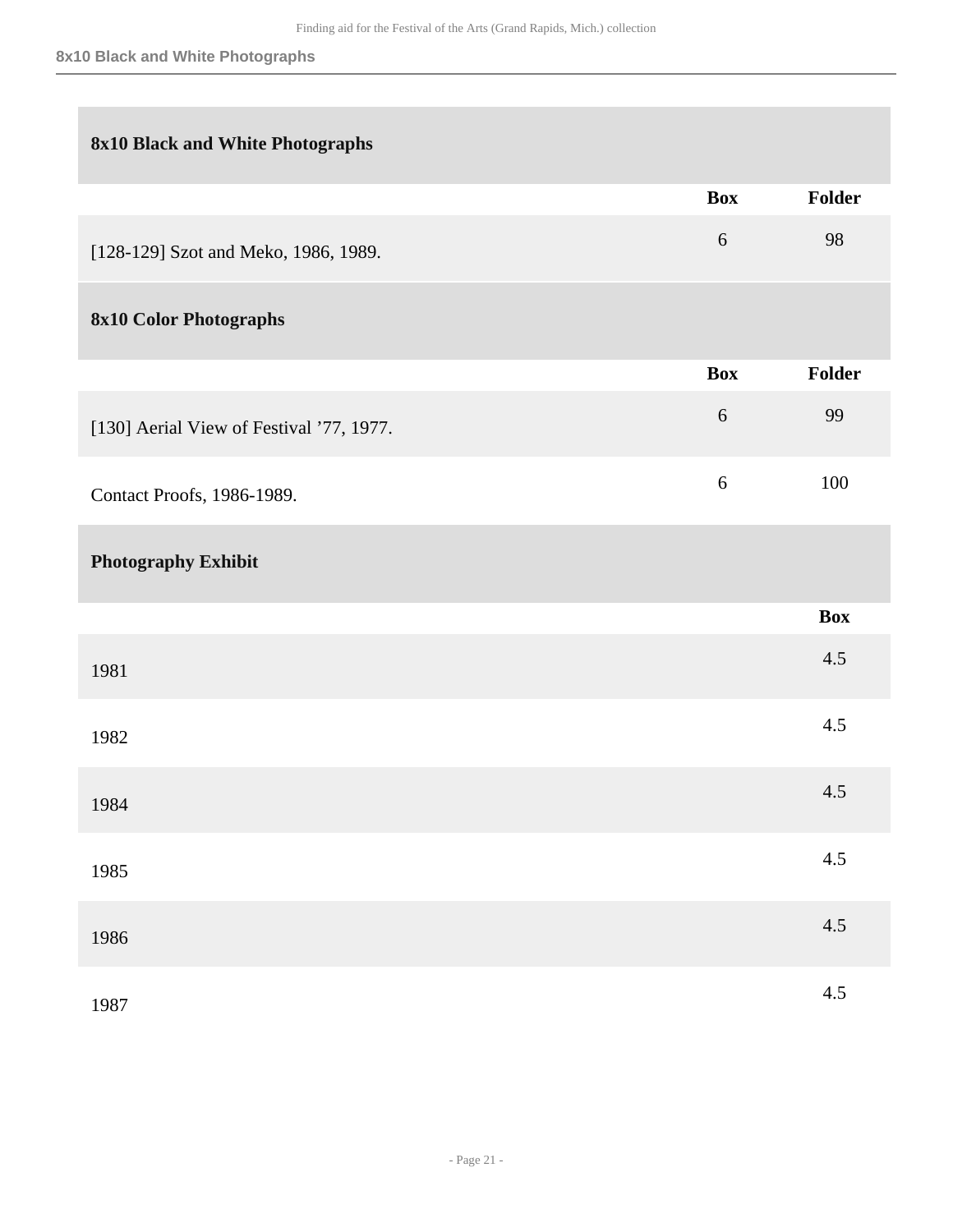## 8x10 Black and White Photographs

| | Box | Folder |
|---|---|---|
| [128-129] Szot and Meko, 1986, 1989. | 6 | 98 |

## 8x10 Color Photographs

| | Box | Folder |
|---|---|---|
| [130] Aerial View of Festival ’77, 1977. | 6 | 99 |
| Contact Proofs, 1986-1989. | 6 | 100 |

## Photography Exhibit

| | Box |
|---|---|
| 1981 | 4.5 |
| 1982 | 4.5 |
| 1984 | 4.5 |
| 1985 | 4.5 |
| 1986 | 4.5 |
| 1987 | 4.5 |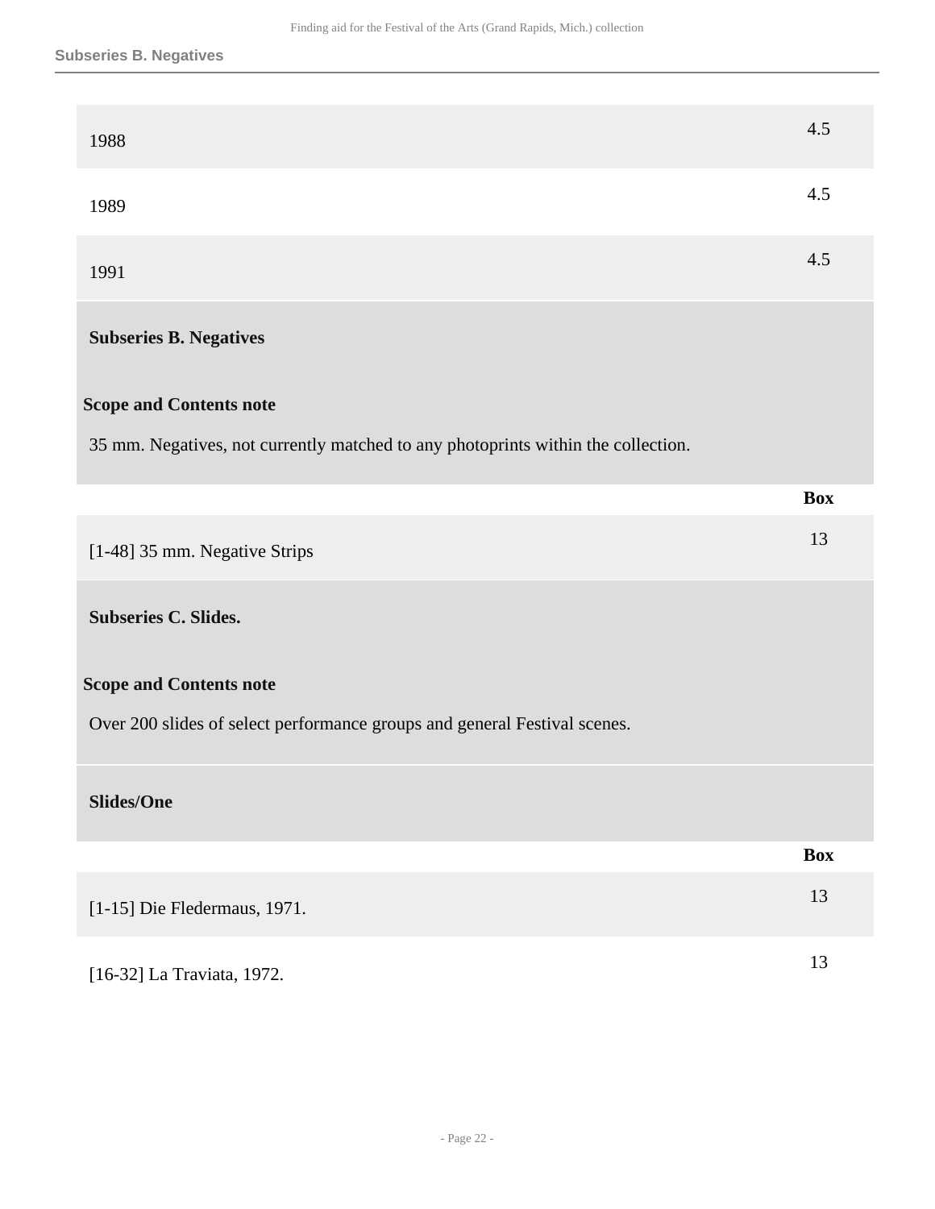| | |
|---|---|
| 1988 | 4.5 |
| 1989 | 4.5 |
| 1991 | 4.5 |

### Subseries B. Negatives

**Scope and Contents note**

35 mm. Negatives, not currently matched to any photoprints within the collection.

| | Box |
|---|---|
| [1-48] 35 mm. Negative Strips | 13 |

### Subseries C. Slides.

**Scope and Contents note**

Over 200 slides of select performance groups and general Festival scenes.

#### Slides/One

| | Box |
|---|---|
| [1-15] Die Fledermaus, 1971. | 13 |
| [16-32] La Traviata, 1972. | 13 |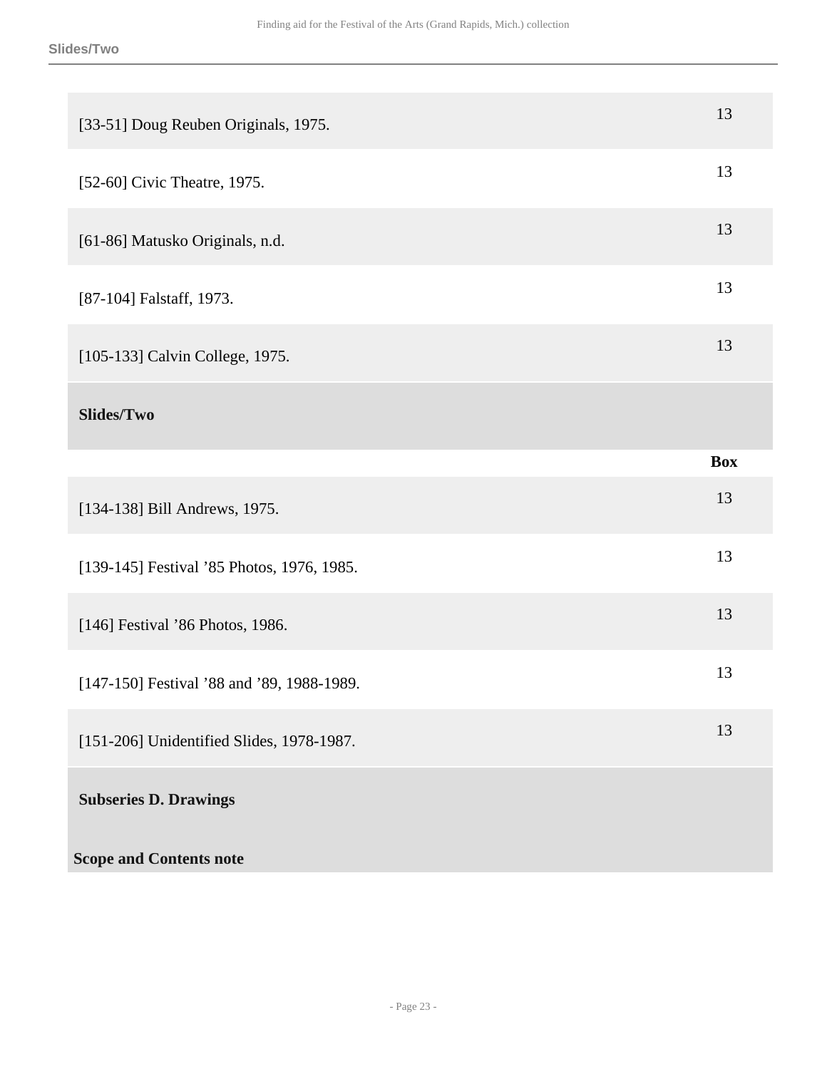| | |
|---|---|
| [33-51] Doug Reuben Originals, 1975. | 13 |
| [52-60] Civic Theatre, 1975. | 13 |
| [61-86] Matusko Originals, n.d. | 13 |
| [87-104] Falstaff, 1973. | 13 |
| [105-133] Calvin College, 1975. | 13 |

### Slides/Two

| | Box |
|---|---|
| [134-138] Bill Andrews, 1975. | 13 |
| [139-145] Festival ’85 Photos, 1976, 1985. | 13 |
| [146] Festival ’86 Photos, 1986. | 13 |
| [147-150] Festival ’88 and ’89, 1988-1989. | 13 |
| [151-206] Unidentified Slides, 1978-1987. | 13 |

### Subseries D. Drawings

**Scope and Contents note**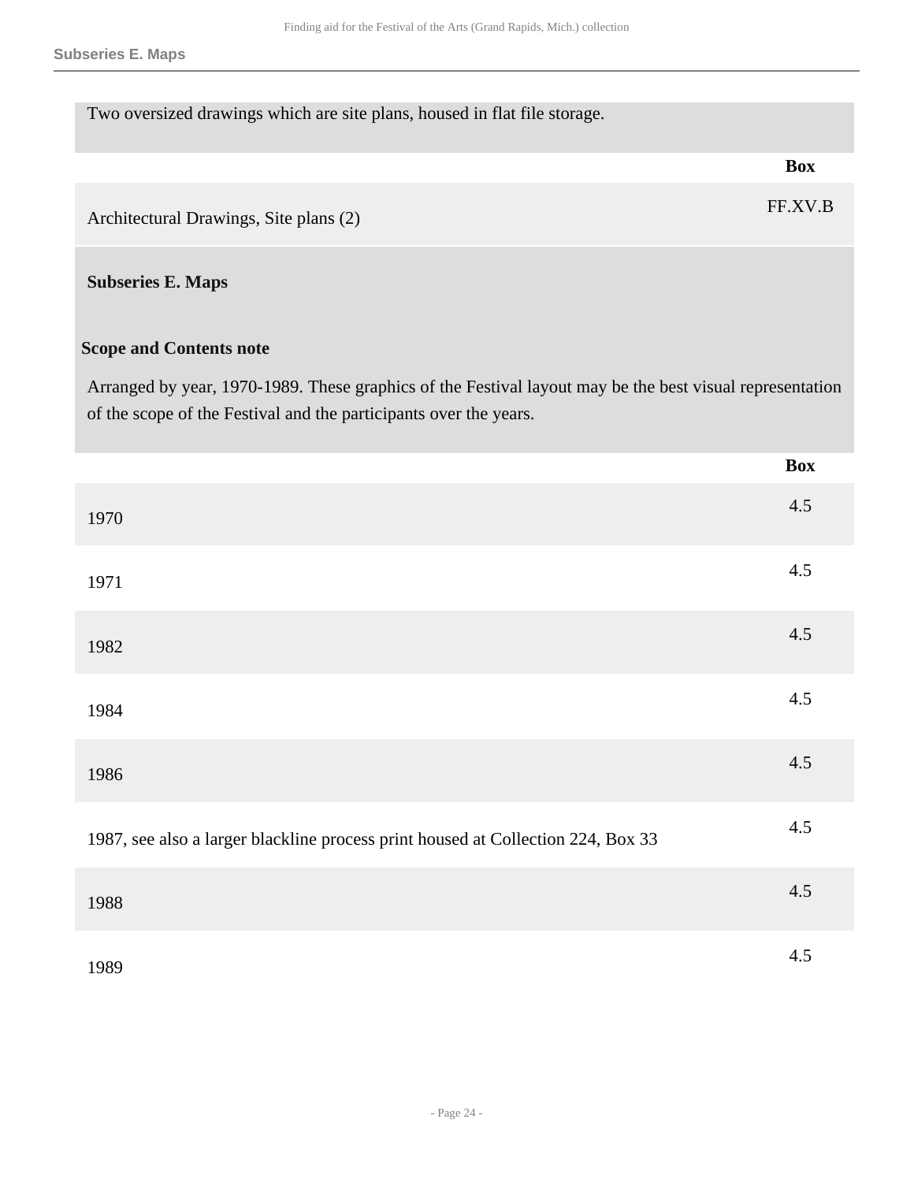Two oversized drawings which are site plans, housed in flat file storage.

| | Box |
|---|---|
| Architectural Drawings, Site plans (2) | FF.XV.B |

### Subseries E. Maps

**Scope and Contents note**

Arranged by year, 1970-1989. These graphics of the Festival layout may be the best visual representation of the scope of the Festival and the participants over the years.

| | Box |
|---|---|
| 1970 | 4.5 |
| 1971 | 4.5 |
| 1982 | 4.5 |
| 1984 | 4.5 |
| 1986 | 4.5 |
| 1987, see also a larger blackline process print housed at Collection 224, Box 33 | 4.5 |
| 1988 | 4.5 |
| 1989 | 4.5 |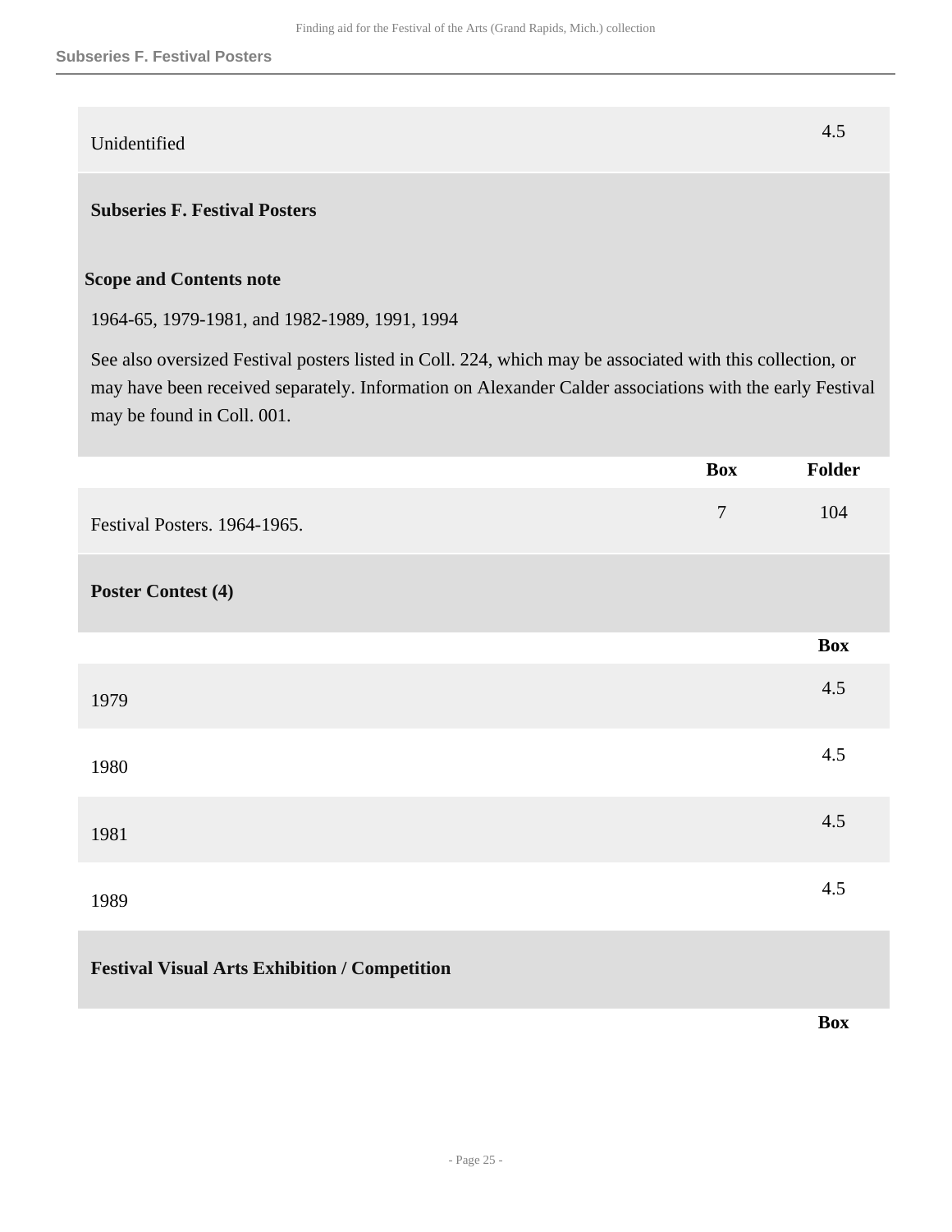| | |
|---|---|
| Unidentified | 4.5 |

## Subseries F. Festival Posters

### Scope and Contents note

1964-65, 1979-1981, and 1982-1989, 1991, 1994

See also oversized Festival posters listed in Coll. 224, which may be associated with this collection, or may have been received separately. Information on Alexander Calder associations with the early Festival may be found in Coll. 001.

| | Box | Folder |
|---|---|---|
| Festival Posters. 1964-1965. | 7 | 104 |

### Poster Contest (4)

| | Box |
|---|---|
| 1979 | 4.5 |
| 1980 | 4.5 |
| 1981 | 4.5 |
| 1989 | 4.5 |

### Festival Visual Arts Exhibition / Competition

| | Box |
|---|---|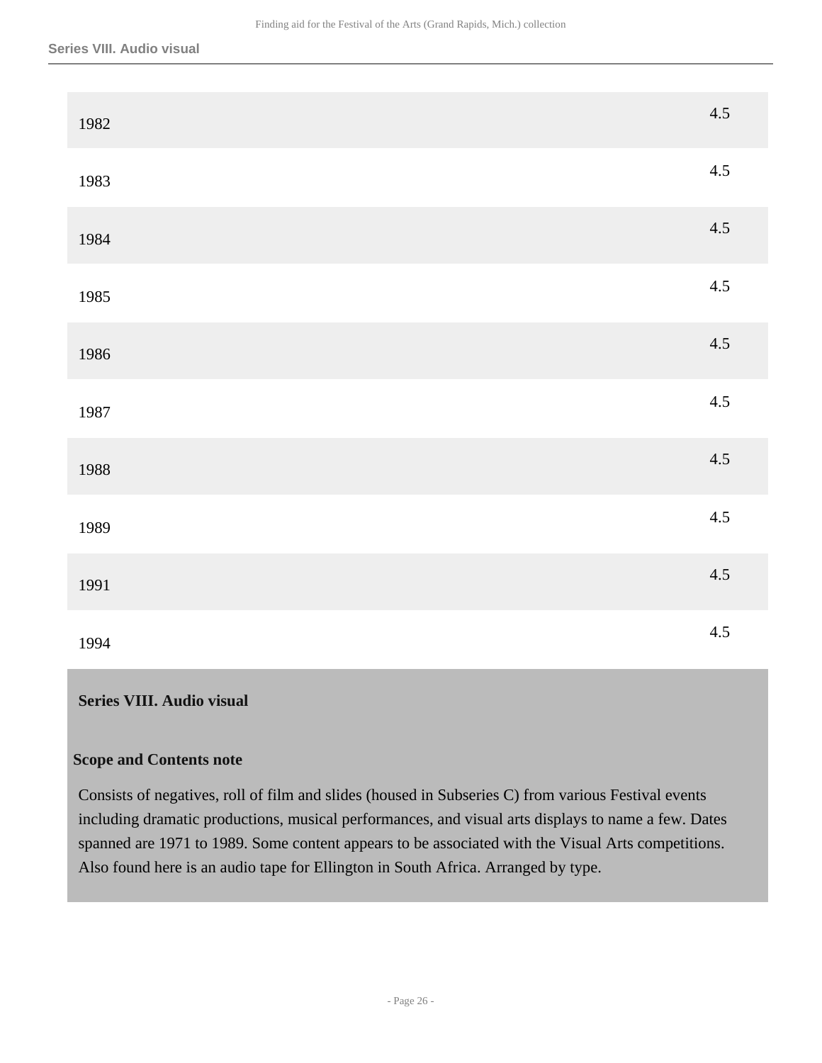| | |
|---|---|
| 1982 | 4.5 |
| 1983 | 4.5 |
| 1984 | 4.5 |
| 1985 | 4.5 |
| 1986 | 4.5 |
| 1987 | 4.5 |
| 1988 | 4.5 |
| 1989 | 4.5 |
| 1991 | 4.5 |
| 1994 | 4.5 |

## Series VIII. Audio visual

### Scope and Contents note

Consists of negatives, roll of film and slides (housed in Subseries C) from various Festival events including dramatic productions, musical performances, and visual arts displays to name a few. Dates spanned are 1971 to 1989. Some content appears to be associated with the Visual Arts competitions. Also found here is an audio tape for Ellington in South Africa. Arranged by type.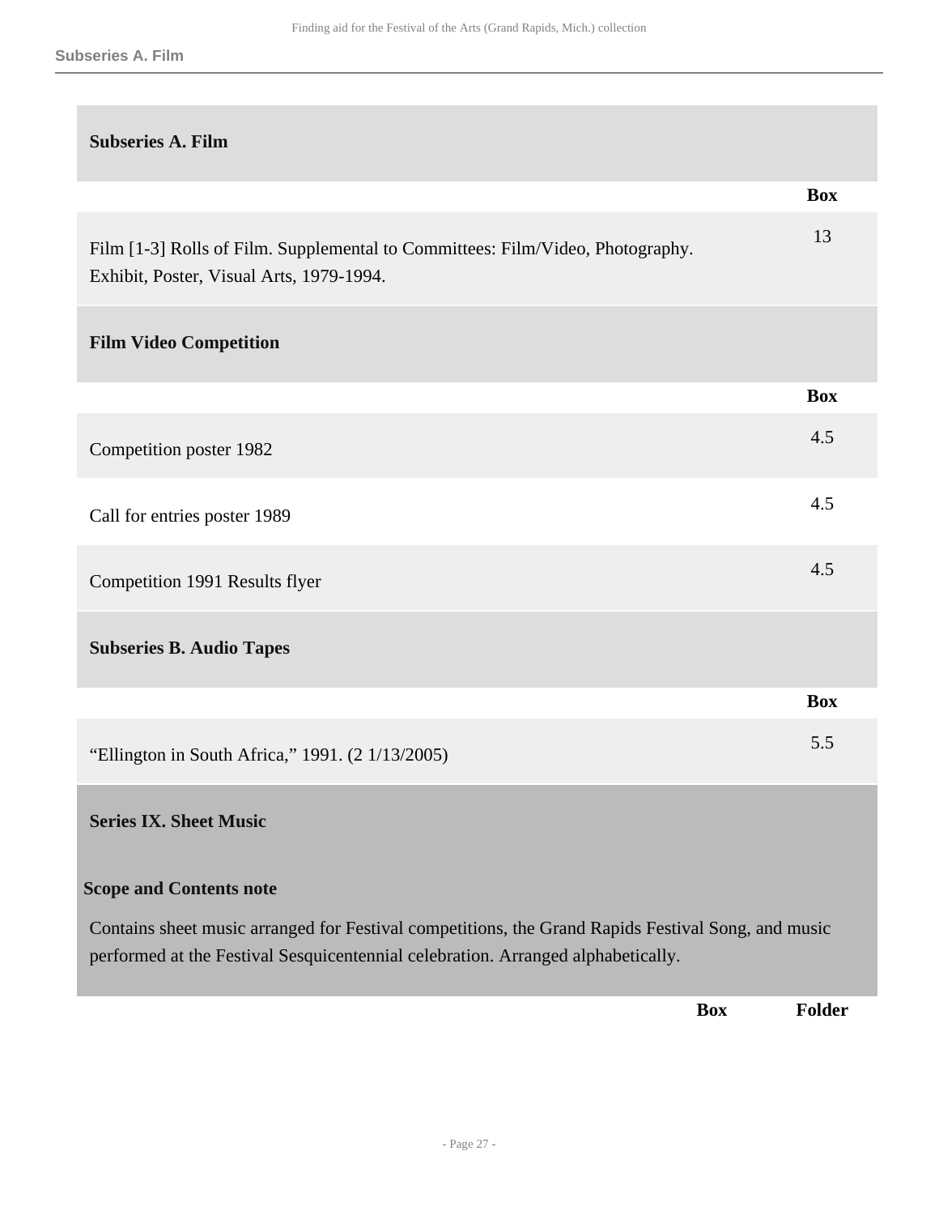### Subseries A. Film

| | Box |
|---|---|
| Film [1-3] Rolls of Film. Supplemental to Committees: Film/Video, Photography. Exhibit, Poster, Visual Arts, 1979-1994. | 13 |

### Film Video Competition

| | Box |
|---|---|
| Competition poster 1982 | 4.5 |
| Call for entries poster 1989 | 4.5 |
| Competition 1991 Results flyer | 4.5 |

### Subseries B. Audio Tapes

| | Box |
|---|---|
| “Ellington in South Africa,” 1991. (2 1/13/2005) | 5.5 |

## Series IX. Sheet Music

**Scope and Contents note**

Contains sheet music arranged for Festival competitions, the Grand Rapids Festival Song, and music performed at the Festival Sesquicentennial celebration. Arranged alphabetically.

| | Box | Folder |
|---|---|---|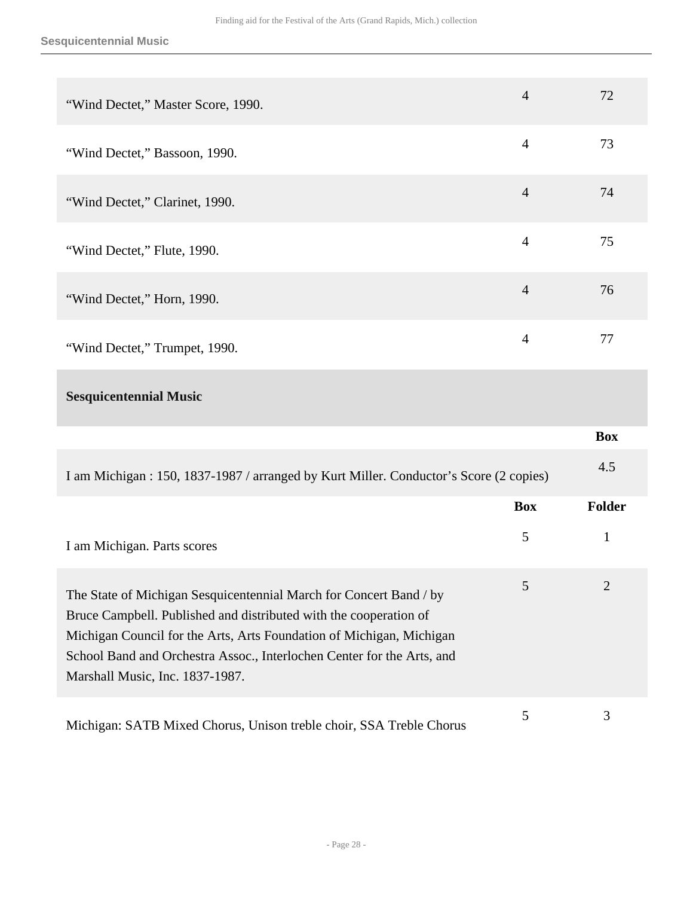| | Box | Folder |
|---|---|---|
| "Wind Dectet," Master Score, 1990. | 4 | 72 |
| "Wind Dectet," Bassoon, 1990. | 4 | 73 |
| "Wind Dectet," Clarinet, 1990. | 4 | 74 |
| "Wind Dectet," Flute, 1990. | 4 | 75 |
| "Wind Dectet," Horn, 1990. | 4 | 76 |
| "Wind Dectet," Trumpet, 1990. | 4 | 77 |

## Sesquicentennial Music

| | Box |
|---|---|
| I am Michigan : 150, 1837-1987 / arranged by Kurt Miller. Conductor's Score (2 copies) | 4.5 |

| | Box | Folder |
|---|---|---|
| I am Michigan. Parts scores | 5 | 1 |
| The State of Michigan Sesquicentennial March for Concert Band / by Bruce Campbell. Published and distributed with the cooperation of Michigan Council for the Arts, Arts Foundation of Michigan, Michigan School Band and Orchestra Assoc., Interlochen Center for the Arts, and Marshall Music, Inc. 1837-1987. | 5 | 2 |
| Michigan: SATB Mixed Chorus, Unison treble choir, SSA Treble Chorus | 5 | 3 |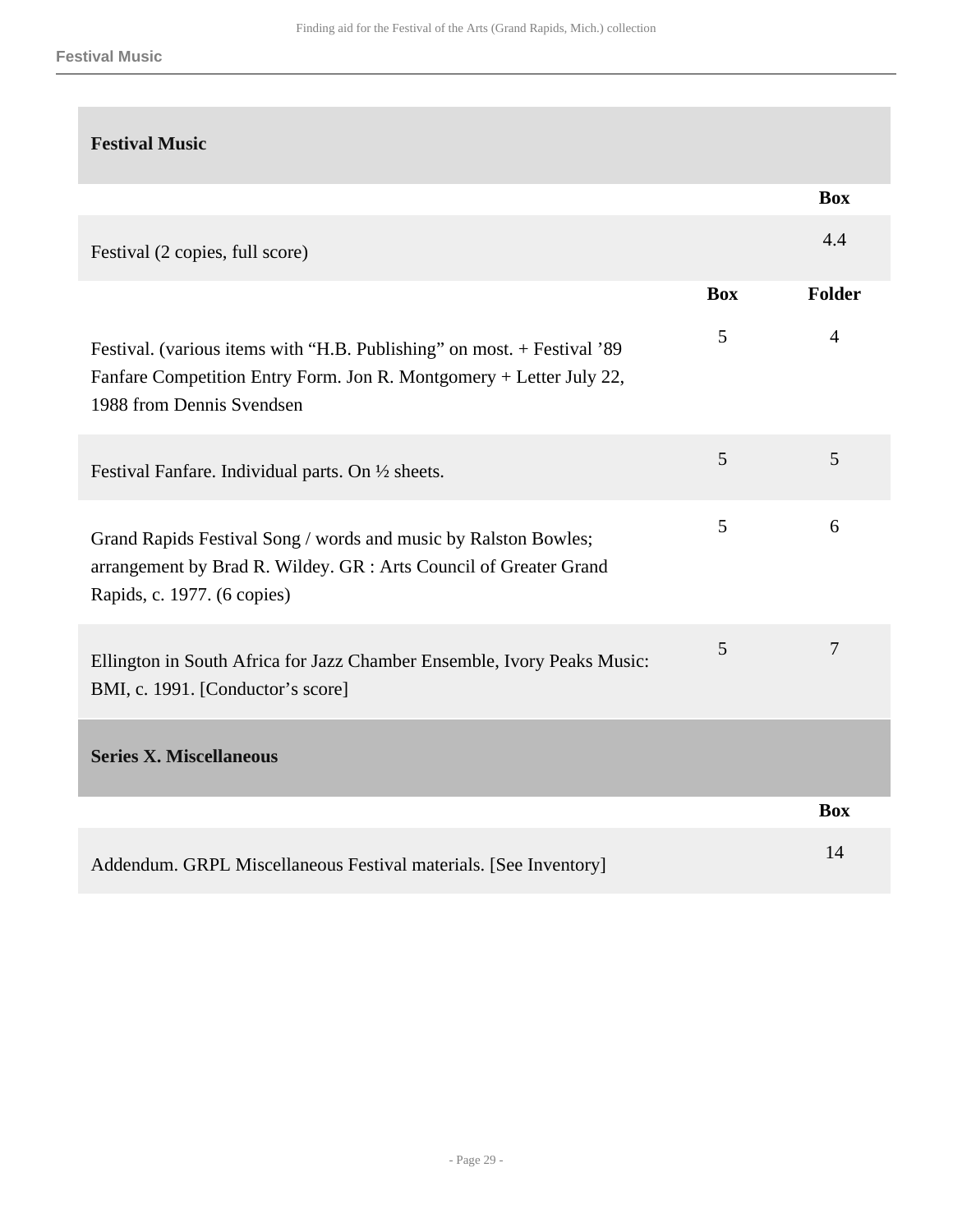## Festival Music

| | Box |
|---|---|
| Festival (2 copies, full score) | 4.4 |

| | Box | Folder |
|---|---|---|
| Festival. (various items with “H.B. Publishing” on most. + Festival ’89 Fanfare Competition Entry Form. Jon R. Montgomery + Letter July 22, 1988 from Dennis Svendsen | 5 | 4 |
| Festival Fanfare. Individual parts. On ½ sheets. | 5 | 5 |
| Grand Rapids Festival Song / words and music by Ralston Bowles; arrangement by Brad R. Wildey. GR : Arts Council of Greater Grand Rapids, c. 1977. (6 copies) | 5 | 6 |
| Ellington in South Africa for Jazz Chamber Ensemble, Ivory Peaks Music: BMI, c. 1991. [Conductor’s score] | 5 | 7 |

## Series X. Miscellaneous

| | Box |
|---|---|
| Addendum. GRPL Miscellaneous Festival materials. [See Inventory] | 14 |